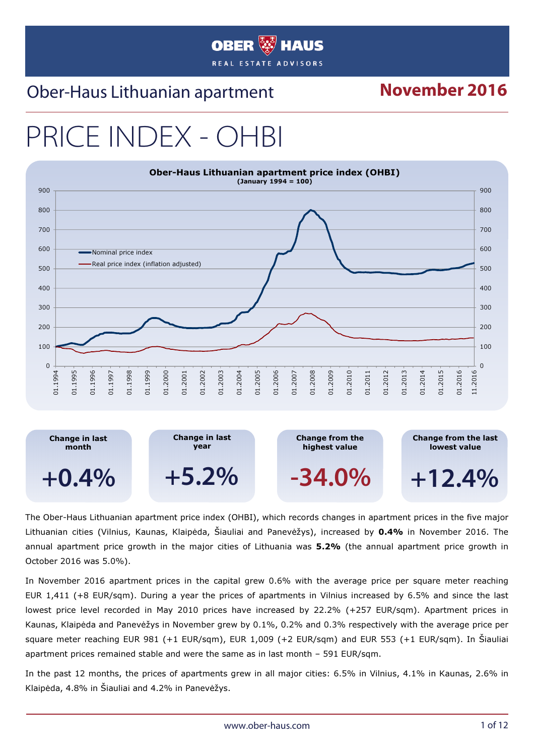OBER HAUS

REAL ESTATE ADVISORS

## Ober-Haus Lithuanian apartment

**November 2016**

# PRICE INDEX - OHBI

**Ober-Haus Lithuanian apartment price index (OHBI)**
**(January 1994 = 100)**

900
800
700
600
500
400
300
200
100
0

Nominal price index
Real price index (inflation adjusted)

01.1994 01.1995 01.1996 01.1997 01.1998 01.1999 01.2000 01.2001 01.2002 01.2003 01.2004 01.2005 01.2006 01.2007 01.2008 01.2009 01.2010 01.2011 01.2012 01.2013 01.2014 01.2015 01.2016 11.2016

| Change in last month | Change in last year | Change from the highest value | Change from the last lowest value |
|---|---|---|---|
| +0.4% | +5.2% | -34.0% | +12.4% |

The Ober-Haus Lithuanian apartment price index (OHBI), which records changes in apartment prices in the five major Lithuanian cities (Vilnius, Kaunas, Klaipėda, Šiauliai and Panevėžys), increased by **0.4%** in November 2016. The annual apartment price growth in the major cities of Lithuania was **5.2%** (the annual apartment price growth in October 2016 was 5.0%).

In November 2016 apartment prices in the capital grew 0.6% with the average price per square meter reaching EUR 1,411 (+8 EUR/sqm). During a year the prices of apartments in Vilnius increased by 6.5% and since the last lowest price level recorded in May 2010 prices have increased by 22.2% (+257 EUR/sqm). Apartment prices in Kaunas, Klaipėda and Panevėžys in November grew by 0.1%, 0.2% and 0.3% respectively with the average price per square meter reaching EUR 981 (+1 EUR/sqm), EUR 1,009 (+2 EUR/sqm) and EUR 553 (+1 EUR/sqm). In Šiauliai apartment prices remained stable and were the same as in last month – 591 EUR/sqm.

In the past 12 months, the prices of apartments grew in all major cities: 6.5% in Vilnius, 4.1% in Kaunas, 2.6% in Klaipėda, 4.8% in Šiauliai and 4.2% in Panevėžys.

www.ober-haus.com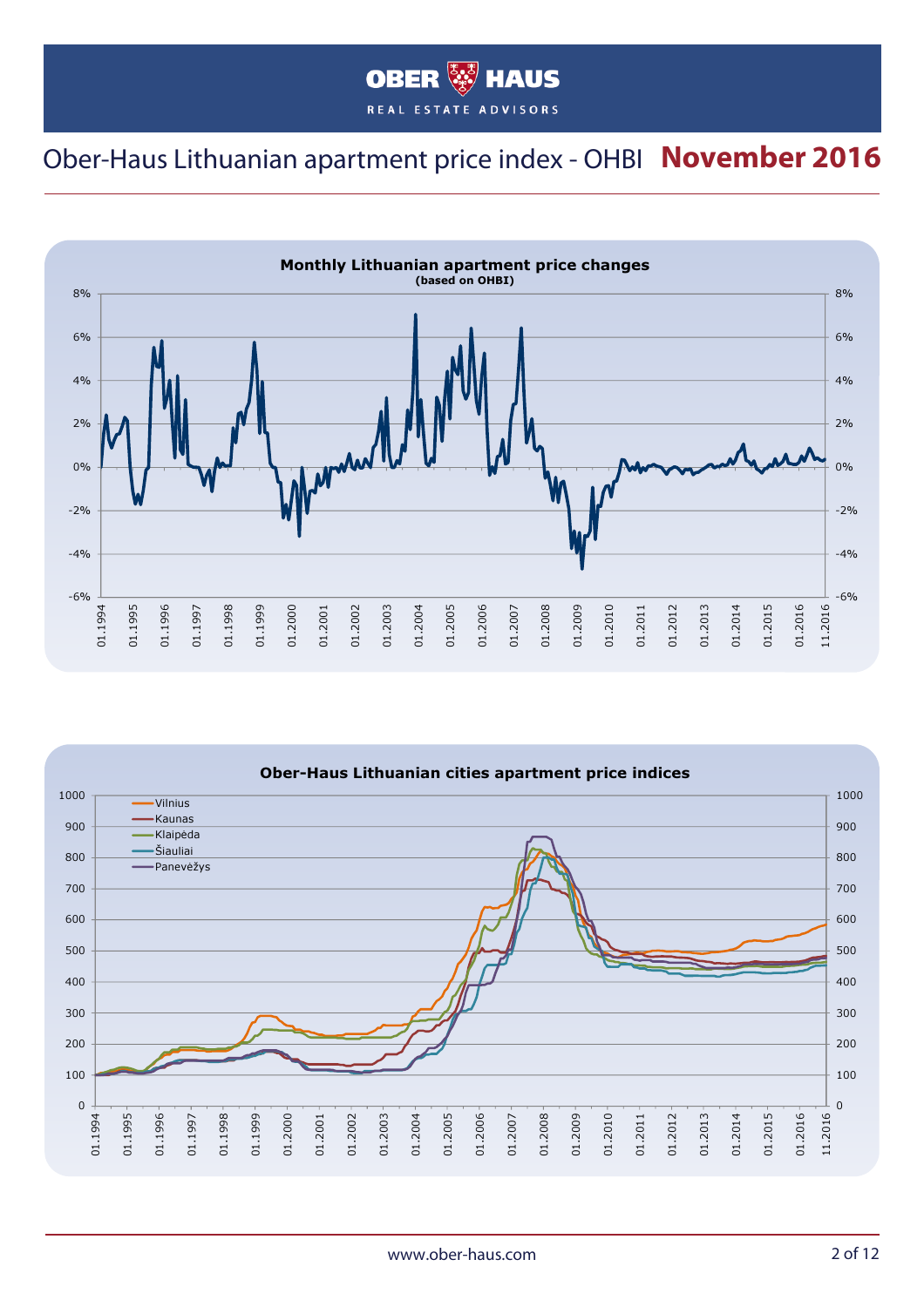OBER HAUS

REAL ESTATE ADVISORS

# Ober-Haus Lithuanian apartment price index - OHBI **November 2016**

**Monthly Lithuanian apartment price changes**
(based on OHBI)

8%
6%
4%
2%
0%
-2%
-4%
-6%

01.1994
01.1995
01.1996
01.1997
01.1998
01.1999
01.2000
01.2001
01.2002
01.2003
01.2004
01.2005
01.2006
01.2007
01.2008
01.2009
01.2010
01.2011
01.2012
01.2013
01.2014
01.2015
01.2016
11.2016

**Ober-Haus Lithuanian cities apartment price indices**

Vilnius
Kaunas
Klaipėda
Šiauliai
Panevėžys

1000
900
800
700
600
500
400
300
200
100
0

01.1994
01.1995
01.1996
01.1997
01.1998
01.1999
01.2000
01.2001
01.2002
01.2003
01.2004
01.2005
01.2006
01.2007
01.2008
01.2009
01.2010
01.2011
01.2012
01.2013
01.2014
01.2015
01.2016
11.2016

www.ober-haus.com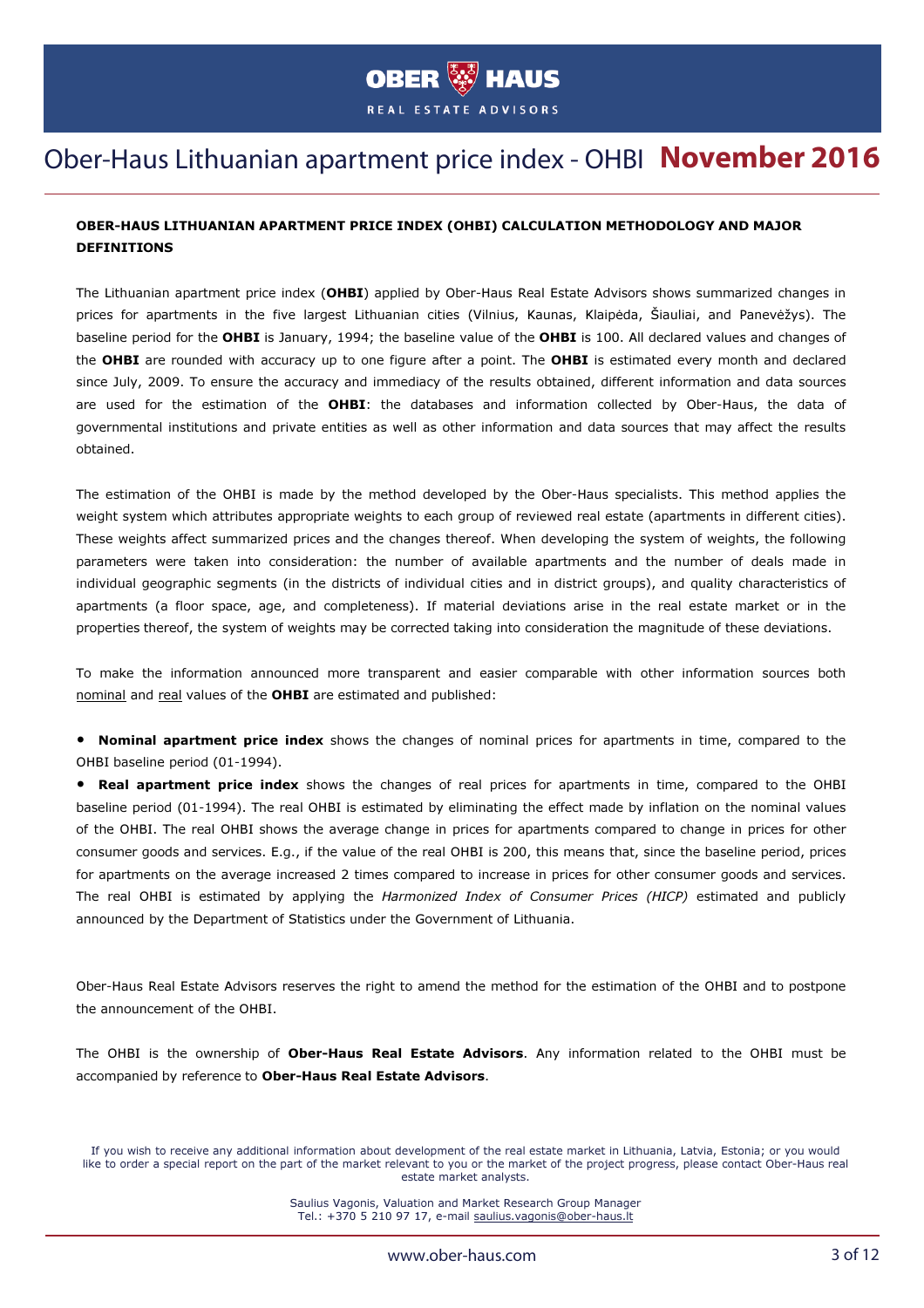## OBER-HAUS LITHUANIAN APARTMENT PRICE INDEX (OHBI) CALCULATION METHODOLOGY AND MAJOR DEFINITIONS

The Lithuanian apartment price index (**OHBI**) applied by Ober-Haus Real Estate Advisors shows summarized changes in prices for apartments in the five largest Lithuanian cities (Vilnius, Kaunas, Klaipėda, Šiauliai, and Panevėžys). The baseline period for the **OHBI** is January, 1994; the baseline value of the **OHBI** is 100. All declared values and changes of the **OHBI** are rounded with accuracy up to one figure after a point. The **OHBI** is estimated every month and declared since July, 2009. To ensure the accuracy and immediacy of the results obtained, different information and data sources are used for the estimation of the **OHBI**: the databases and information collected by Ober-Haus, the data of governmental institutions and private entities as well as other information and data sources that may affect the results obtained.

The estimation of the OHBI is made by the method developed by the Ober-Haus specialists. This method applies the weight system which attributes appropriate weights to each group of reviewed real estate (apartments in different cities). These weights affect summarized prices and the changes thereof. When developing the system of weights, the following parameters were taken into consideration: the number of available apartments and the number of deals made in individual geographic segments (in the districts of individual cities and in district groups), and quality characteristics of apartments (a floor space, age, and completeness). If material deviations arise in the real estate market or in the properties thereof, the system of weights may be corrected taking into consideration the magnitude of these deviations.

To make the information announced more transparent and easier comparable with other information sources both nominal and real values of the **OHBI** are estimated and published:

- **Nominal apartment price index** shows the changes of nominal prices for apartments in time, compared to the OHBI baseline period (01-1994).
- **Real apartment price index** shows the changes of real prices for apartments in time, compared to the OHBI baseline period (01-1994). The real OHBI is estimated by eliminating the effect made by inflation on the nominal values of the OHBI. The real OHBI shows the average change in prices for apartments compared to change in prices for other consumer goods and services. E.g., if the value of the real OHBI is 200, this means that, since the baseline period, prices for apartments on the average increased 2 times compared to increase in prices for other consumer goods and services. The real OHBI is estimated by applying the *Harmonized Index of Consumer Prices (HICP)* estimated and publicly announced by the Department of Statistics under the Government of Lithuania.

Ober-Haus Real Estate Advisors reserves the right to amend the method for the estimation of the OHBI and to postpone the announcement of the OHBI.

The OHBI is the ownership of **Ober-Haus Real Estate Advisors**. Any information related to the OHBI must be accompanied by reference to **Ober-Haus Real Estate Advisors**.

If you wish to receive any additional information about development of the real estate market in Lithuania, Latvia, Estonia; or you would like to order a special report on the part of the market relevant to you or the market of the project progress, please contact Ober-Haus real estate market analysts.

Saulius Vagonis, Valuation and Market Research Group Manager
Tel.: +370 5 210 97 17, e-mail saulius.vagonis@ober-haus.lt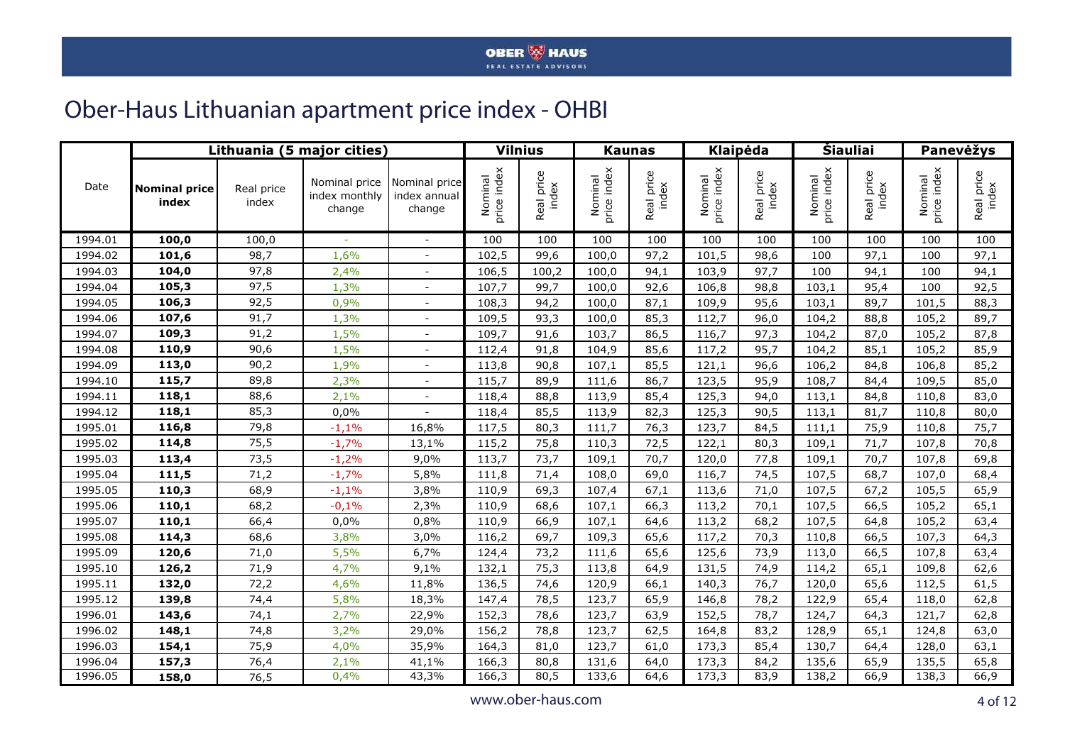# Ober-Haus Lithuanian apartment price index - OHBI

| Date | Lithuania (5 major cities) | | | | Vilnius | | Kaunas | | Klaipėda | | Šiauliai | | Panevėžys | |
|---|---|---|---|---|---|---|---|---|---|---|---|---|---|---|
| | **Nominal price index** | Real price index | Nominal price index monthly change | Nominal price index annual change | Nominal price index | Real price index | Nominal price index | Real price index | Nominal price index | Real price index | Nominal price index | Real price index | Nominal price index | Real price index |
| 1994.01 | **100,0** | 100,0 | - | - | 100 | 100 | 100 | 100 | 100 | 100 | 100 | 100 | 100 | 100 |
| 1994.02 | **101,6** | 98,7 | 1,6% | - | 102,5 | 99,6 | 100,0 | 97,2 | 101,5 | 98,6 | 100 | 97,1 | 100 | 97,1 |
| 1994.03 | **104,0** | 97,8 | 2,4% | - | 106,5 | 100,2 | 100,0 | 94,1 | 103,9 | 97,7 | 100 | 94,1 | 100 | 94,1 |
| 1994.04 | **105,3** | 97,5 | 1,3% | - | 107,7 | 99,7 | 100,0 | 92,6 | 106,8 | 98,8 | 103,1 | 95,4 | 100 | 92,5 |
| 1994.05 | **106,3** | 92,5 | 0,9% | - | 108,3 | 94,2 | 100,0 | 87,1 | 109,9 | 95,6 | 103,1 | 89,7 | 101,5 | 88,3 |
| 1994.06 | **107,6** | 91,7 | 1,3% | - | 109,5 | 93,3 | 100,0 | 85,3 | 112,7 | 96,0 | 104,2 | 88,8 | 105,2 | 89,7 |
| 1994.07 | **109,3** | 91,2 | 1,5% | - | 109,7 | 91,6 | 103,7 | 86,5 | 116,7 | 97,3 | 104,2 | 87,0 | 105,2 | 87,8 |
| 1994.08 | **110,9** | 90,6 | 1,5% | - | 112,4 | 91,8 | 104,9 | 85,6 | 117,2 | 95,7 | 104,2 | 85,1 | 105,2 | 85,9 |
| 1994.09 | **113,0** | 90,2 | 1,9% | - | 113,8 | 90,8 | 107,1 | 85,5 | 121,1 | 96,6 | 106,2 | 84,8 | 106,8 | 85,2 |
| 1994.10 | **115,7** | 89,8 | 2,3% | - | 115,7 | 89,9 | 111,6 | 86,7 | 123,5 | 95,9 | 108,7 | 84,4 | 109,5 | 85,0 |
| 1994.11 | **118,1** | 88,6 | 2,1% | - | 118,4 | 88,8 | 113,9 | 85,4 | 125,3 | 94,0 | 113,1 | 84,8 | 110,8 | 83,0 |
| 1994.12 | **118,1** | 85,3 | 0,0% | - | 118,4 | 85,5 | 113,9 | 82,3 | 125,3 | 90,5 | 113,1 | 81,7 | 110,8 | 80,0 |
| 1995.01 | **116,8** | 79,8 | -1,1% | 16,8% | 117,5 | 80,3 | 111,7 | 76,3 | 123,7 | 84,5 | 111,1 | 75,9 | 110,8 | 75,7 |
| 1995.02 | **114,8** | 75,5 | -1,7% | 13,1% | 115,2 | 75,8 | 110,3 | 72,5 | 122,1 | 80,3 | 109,1 | 71,7 | 107,8 | 70,8 |
| 1995.03 | **113,4** | 73,5 | -1,2% | 9,0% | 113,7 | 73,7 | 109,1 | 70,7 | 120,0 | 77,8 | 109,1 | 70,7 | 107,8 | 69,8 |
| 1995.04 | **111,5** | 71,2 | -1,7% | 5,8% | 111,8 | 71,4 | 108,0 | 69,0 | 116,7 | 74,5 | 107,5 | 68,7 | 107,0 | 68,4 |
| 1995.05 | **110,3** | 68,9 | -1,1% | 3,8% | 110,9 | 69,3 | 107,4 | 67,1 | 113,6 | 71,0 | 107,5 | 67,2 | 105,5 | 65,9 |
| 1995.06 | **110,1** | 68,2 | -0,1% | 2,3% | 110,9 | 68,6 | 107,1 | 66,3 | 113,2 | 70,1 | 107,5 | 66,5 | 105,2 | 65,1 |
| 1995.07 | **110,1** | 66,4 | 0,0% | 0,8% | 110,9 | 66,9 | 107,1 | 64,6 | 113,2 | 68,2 | 107,5 | 64,8 | 105,2 | 63,4 |
| 1995.08 | **114,3** | 68,6 | 3,8% | 3,0% | 116,2 | 69,7 | 109,3 | 65,6 | 117,2 | 70,3 | 110,8 | 66,5 | 107,3 | 64,3 |
| 1995.09 | **120,6** | 71,0 | 5,5% | 6,7% | 124,4 | 73,2 | 111,6 | 65,6 | 125,6 | 73,9 | 113,0 | 66,5 | 107,8 | 63,4 |
| 1995.10 | **126,2** | 71,9 | 4,7% | 9,1% | 132,1 | 75,3 | 113,8 | 64,9 | 131,5 | 74,9 | 114,2 | 65,1 | 109,8 | 62,6 |
| 1995.11 | **132,0** | 72,2 | 4,6% | 11,8% | 136,5 | 74,6 | 120,9 | 66,1 | 140,3 | 76,7 | 120,0 | 65,6 | 112,5 | 61,5 |
| 1995.12 | **139,8** | 74,4 | 5,8% | 18,3% | 147,4 | 78,5 | 123,7 | 65,9 | 146,8 | 78,2 | 122,9 | 65,4 | 118,0 | 62,8 |
| 1996.01 | **143,6** | 74,1 | 2,7% | 22,9% | 152,3 | 78,6 | 123,7 | 63,9 | 152,5 | 78,7 | 124,7 | 64,3 | 121,7 | 62,8 |
| 1996.02 | **148,1** | 74,8 | 3,2% | 29,0% | 156,2 | 78,8 | 123,7 | 62,5 | 164,8 | 83,2 | 128,9 | 65,1 | 124,8 | 63,0 |
| 1996.03 | **154,1** | 75,9 | 4,0% | 35,9% | 164,3 | 81,0 | 123,7 | 61,0 | 173,3 | 85,4 | 130,7 | 64,4 | 128,0 | 63,1 |
| 1996.04 | **157,3** | 76,4 | 2,1% | 41,1% | 166,3 | 80,8 | 131,6 | 64,0 | 173,3 | 84,2 | 135,6 | 65,9 | 135,5 | 65,8 |
| 1996.05 | **158,0** | 76,5 | 0,4% | 43,3% | 166,3 | 80,5 | 133,6 | 64,6 | 173,3 | 83,9 | 138,2 | 66,9 | 138,3 | 66,9 |

www.ober-haus.com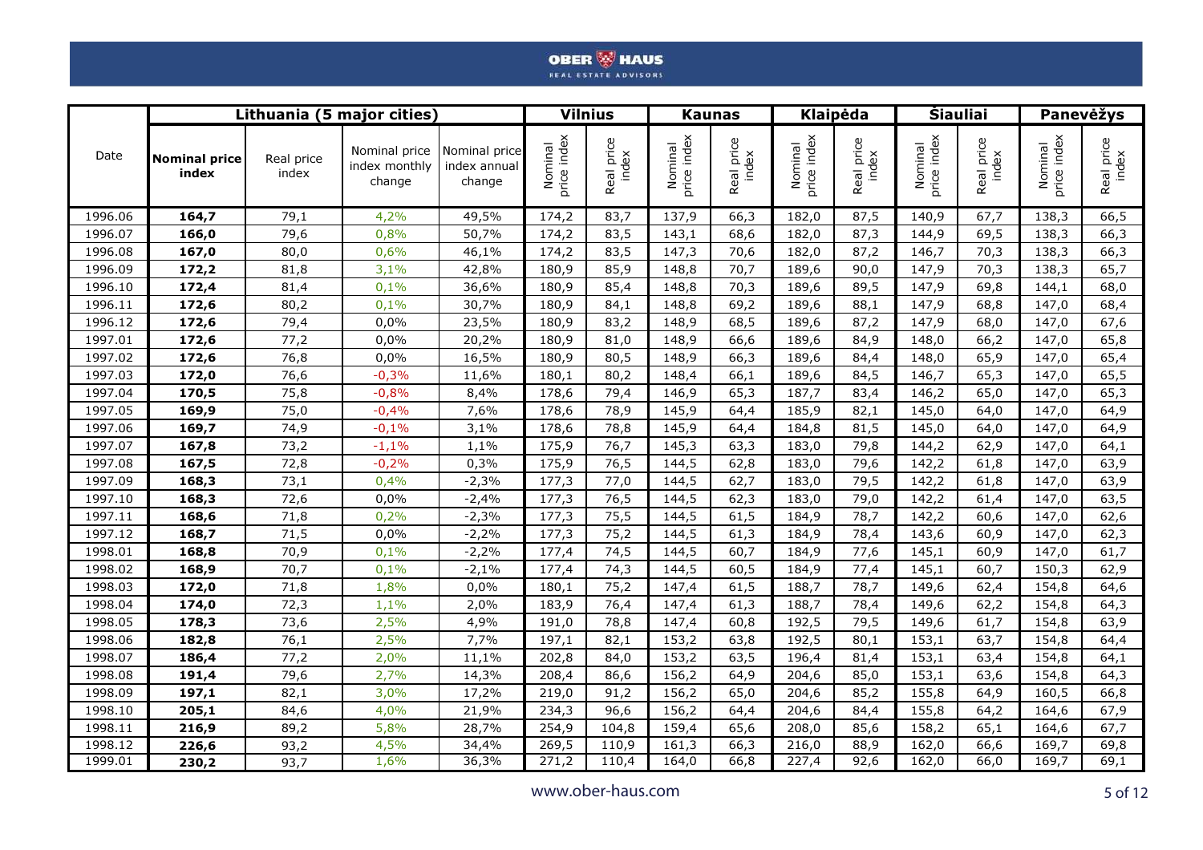| Date | Lithuania (5 major cities) | | | | Vilnius | | Kaunas | | Klaipėda | | Šiauliai | | Panevėžys | |
|---|---|---|---|---|---|---|---|---|---|---|---|---|---|---|
| | **Nominal price index** | Real price index | Nominal price index monthly change | Nominal price index annual change | Nominal price index | Real price index | Nominal price index | Real price index | Nominal price index | Real price index | Nominal price index | Real price index | Nominal price index | Real price index |
| 1996.06 | **164,7** | 79,1 | 4,2% | 49,5% | 174,2 | 83,7 | 137,9 | 66,3 | 182,0 | 87,5 | 140,9 | 67,7 | 138,3 | 66,5 |
| 1996.07 | **166,0** | 79,6 | 0,8% | 50,7% | 174,2 | 83,5 | 143,1 | 68,6 | 182,0 | 87,3 | 144,9 | 69,5 | 138,3 | 66,3 |
| 1996.08 | **167,0** | 80,0 | 0,6% | 46,1% | 174,2 | 83,5 | 147,3 | 70,6 | 182,0 | 87,2 | 146,7 | 70,3 | 138,3 | 66,3 |
| 1996.09 | **172,2** | 81,8 | 3,1% | 42,8% | 180,9 | 85,9 | 148,8 | 70,7 | 189,6 | 90,0 | 147,9 | 70,3 | 138,3 | 65,7 |
| 1996.10 | **172,4** | 81,4 | 0,1% | 36,6% | 180,9 | 85,4 | 148,8 | 70,3 | 189,6 | 89,5 | 147,9 | 69,8 | 144,1 | 68,0 |
| 1996.11 | **172,6** | 80,2 | 0,1% | 30,7% | 180,9 | 84,1 | 148,8 | 69,2 | 189,6 | 88,1 | 147,9 | 68,8 | 147,0 | 68,4 |
| 1996.12 | **172,6** | 79,4 | 0,0% | 23,5% | 180,9 | 83,2 | 148,9 | 68,5 | 189,6 | 87,2 | 147,9 | 68,0 | 147,0 | 67,6 |
| 1997.01 | **172,6** | 77,2 | 0,0% | 20,2% | 180,9 | 81,0 | 148,9 | 66,6 | 189,6 | 84,9 | 148,0 | 66,2 | 147,0 | 65,8 |
| 1997.02 | **172,6** | 76,8 | 0,0% | 16,5% | 180,9 | 80,5 | 148,9 | 66,3 | 189,6 | 84,4 | 148,0 | 65,9 | 147,0 | 65,4 |
| 1997.03 | **172,0** | 76,6 | -0,3% | 11,6% | 180,1 | 80,2 | 148,4 | 66,1 | 189,6 | 84,5 | 146,7 | 65,3 | 147,0 | 65,5 |
| 1997.04 | **170,5** | 75,8 | -0,8% | 8,4% | 178,6 | 79,4 | 146,9 | 65,3 | 187,7 | 83,4 | 146,2 | 65,0 | 147,0 | 65,3 |
| 1997.05 | **169,9** | 75,0 | -0,4% | 7,6% | 178,6 | 78,9 | 145,9 | 64,4 | 185,9 | 82,1 | 145,0 | 64,0 | 147,0 | 64,9 |
| 1997.06 | **169,7** | 74,9 | -0,1% | 3,1% | 178,6 | 78,8 | 145,9 | 64,4 | 184,8 | 81,5 | 145,0 | 64,0 | 147,0 | 64,9 |
| 1997.07 | **167,8** | 73,2 | -1,1% | 1,1% | 175,9 | 76,7 | 145,3 | 63,3 | 183,0 | 79,8 | 144,2 | 62,9 | 147,0 | 64,1 |
| 1997.08 | **167,5** | 72,8 | -0,2% | 0,3% | 175,9 | 76,5 | 144,5 | 62,8 | 183,0 | 79,6 | 142,2 | 61,8 | 147,0 | 63,9 |
| 1997.09 | **168,3** | 73,1 | 0,4% | -2,3% | 177,3 | 77,0 | 144,5 | 62,7 | 183,0 | 79,5 | 142,2 | 61,8 | 147,0 | 63,9 |
| 1997.10 | **168,3** | 72,6 | 0,0% | -2,4% | 177,3 | 76,5 | 144,5 | 62,3 | 183,0 | 79,0 | 142,2 | 61,4 | 147,0 | 63,5 |
| 1997.11 | **168,6** | 71,8 | 0,2% | -2,3% | 177,3 | 75,5 | 144,5 | 61,5 | 184,9 | 78,7 | 142,2 | 60,6 | 147,0 | 62,6 |
| 1997.12 | **168,7** | 71,5 | 0,0% | -2,2% | 177,3 | 75,2 | 144,5 | 61,3 | 184,9 | 78,4 | 143,6 | 60,9 | 147,0 | 62,3 |
| 1998.01 | **168,8** | 70,9 | 0,1% | -2,2% | 177,4 | 74,5 | 144,5 | 60,7 | 184,9 | 77,6 | 145,1 | 60,9 | 147,0 | 61,7 |
| 1998.02 | **168,9** | 70,7 | 0,1% | -2,1% | 177,4 | 74,3 | 144,5 | 60,5 | 184,9 | 77,4 | 145,1 | 60,7 | 150,3 | 62,9 |
| 1998.03 | **172,0** | 71,8 | 1,8% | 0,0% | 180,1 | 75,2 | 147,4 | 61,5 | 188,7 | 78,7 | 149,6 | 62,4 | 154,8 | 64,6 |
| 1998.04 | **174,0** | 72,3 | 1,1% | 2,0% | 183,9 | 76,4 | 147,4 | 61,3 | 188,7 | 78,4 | 149,6 | 62,2 | 154,8 | 64,3 |
| 1998.05 | **178,3** | 73,6 | 2,5% | 4,9% | 191,0 | 78,8 | 147,4 | 60,8 | 192,5 | 79,5 | 149,6 | 61,7 | 154,8 | 63,9 |
| 1998.06 | **182,8** | 76,1 | 2,5% | 7,7% | 197,1 | 82,1 | 153,2 | 63,8 | 192,5 | 80,1 | 153,1 | 63,7 | 154,8 | 64,4 |
| 1998.07 | **186,4** | 77,2 | 2,0% | 11,1% | 202,8 | 84,0 | 153,2 | 63,5 | 196,4 | 81,4 | 153,1 | 63,4 | 154,8 | 64,1 |
| 1998.08 | **191,4** | 79,6 | 2,7% | 14,3% | 208,4 | 86,6 | 156,2 | 64,9 | 204,6 | 85,0 | 153,1 | 63,6 | 154,8 | 64,3 |
| 1998.09 | **197,1** | 82,1 | 3,0% | 17,2% | 219,0 | 91,2 | 156,2 | 65,0 | 204,6 | 85,2 | 155,8 | 64,9 | 160,5 | 66,8 |
| 1998.10 | **205,1** | 84,6 | 4,0% | 21,9% | 234,3 | 96,6 | 156,2 | 64,4 | 204,6 | 84,4 | 155,8 | 64,2 | 164,6 | 67,9 |
| 1998.11 | **216,9** | 89,2 | 5,8% | 28,7% | 254,9 | 104,8 | 159,4 | 65,6 | 208,0 | 85,6 | 158,2 | 65,1 | 164,6 | 67,7 |
| 1998.12 | **226,6** | 93,2 | 4,5% | 34,4% | 269,5 | 110,9 | 161,3 | 66,3 | 216,0 | 88,9 | 162,0 | 66,6 | 169,7 | 69,8 |
| 1999.01 | **230,2** | 93,7 | 1,6% | 36,3% | 271,2 | 110,4 | 164,0 | 66,8 | 227,4 | 92,6 | 162,0 | 66,0 | 169,7 | 69,1 |

www.ober-haus.com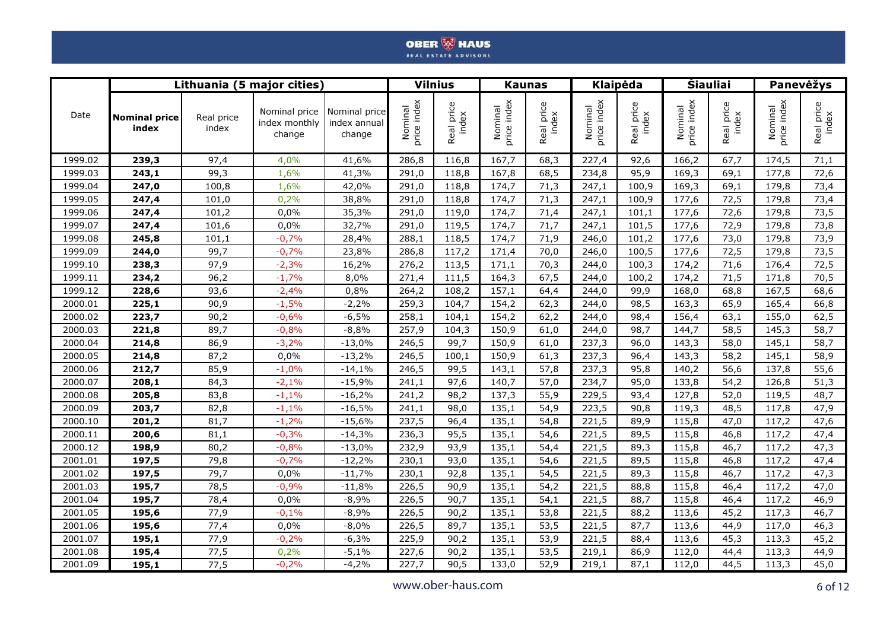| Date | Lithuania (5 major cities) | | | | Vilnius | | Kaunas | | Klaipėda | | Šiauliai | | Panevėžys | |
|---|---|---|---|---|---|---|---|---|---|---|---|---|---|---|
| | **Nominal price index** | Real price index | Nominal price index monthly change | Nominal price index annual change | Nominal price index | Real price index | Nominal price index | Real price index | Nominal price index | Real price index | Nominal price index | Real price index | Nominal price index | Real price index |
| 1999.02 | **239,3** | 97,4 | 4,0% | 41,6% | 286,8 | 116,8 | 167,7 | 68,3 | 227,4 | 92,6 | 166,2 | 67,7 | 174,5 | 71,1 |
| 1999.03 | **243,1** | 99,3 | 1,6% | 41,3% | 291,0 | 118,8 | 167,8 | 68,5 | 234,8 | 95,9 | 169,3 | 69,1 | 177,8 | 72,6 |
| 1999.04 | **247,0** | 100,8 | 1,6% | 42,0% | 291,0 | 118,8 | 174,7 | 71,3 | 247,1 | 100,9 | 169,3 | 69,1 | 179,8 | 73,4 |
| 1999.05 | **247,4** | 101,0 | 0,2% | 38,8% | 291,0 | 118,8 | 174,7 | 71,3 | 247,1 | 100,9 | 177,6 | 72,5 | 179,8 | 73,4 |
| 1999.06 | **247,4** | 101,2 | 0,0% | 35,3% | 291,0 | 119,0 | 174,7 | 71,4 | 247,1 | 101,1 | 177,6 | 72,6 | 179,8 | 73,5 |
| 1999.07 | **247,4** | 101,6 | 0,0% | 32,7% | 291,0 | 119,5 | 174,7 | 71,7 | 247,1 | 101,5 | 177,6 | 72,9 | 179,8 | 73,8 |
| 1999.08 | **245,8** | 101,1 | -0,7% | 28,4% | 288,1 | 118,5 | 174,7 | 71,9 | 246,0 | 101,2 | 177,6 | 73,0 | 179,8 | 73,9 |
| 1999.09 | **244,0** | 99,7 | -0,7% | 23,8% | 286,8 | 117,2 | 171,4 | 70,0 | 246,0 | 100,5 | 177,6 | 72,5 | 179,8 | 73,5 |
| 1999.10 | **238,3** | 97,9 | -2,3% | 16,2% | 276,2 | 113,5 | 171,1 | 70,3 | 244,0 | 100,3 | 174,2 | 71,6 | 176,4 | 72,5 |
| 1999.11 | **234,2** | 96,2 | -1,7% | 8,0% | 271,4 | 111,5 | 164,3 | 67,5 | 244,0 | 100,2 | 174,2 | 71,5 | 171,8 | 70,5 |
| 1999.12 | **228,6** | 93,6 | -2,4% | 0,8% | 264,2 | 108,2 | 157,1 | 64,4 | 244,0 | 99,9 | 168,0 | 68,8 | 167,5 | 68,6 |
| 2000.01 | **225,1** | 90,9 | -1,5% | -2,2% | 259,3 | 104,7 | 154,2 | 62,3 | 244,0 | 98,5 | 163,3 | 65,9 | 165,4 | 66,8 |
| 2000.02 | **223,7** | 90,2 | -0,6% | -6,5% | 258,1 | 104,1 | 154,2 | 62,2 | 244,0 | 98,4 | 156,4 | 63,1 | 155,0 | 62,5 |
| 2000.03 | **221,8** | 89,7 | -0,8% | -8,8% | 257,9 | 104,3 | 150,9 | 61,0 | 244,0 | 98,7 | 144,7 | 58,5 | 145,3 | 58,7 |
| 2000.04 | **214,8** | 86,9 | -3,2% | -13,0% | 246,5 | 99,7 | 150,9 | 61,0 | 237,3 | 96,0 | 143,3 | 58,0 | 145,1 | 58,7 |
| 2000.05 | **214,8** | 87,2 | 0,0% | -13,2% | 246,5 | 100,1 | 150,9 | 61,3 | 237,3 | 96,4 | 143,3 | 58,2 | 145,1 | 58,9 |
| 2000.06 | **212,7** | 85,9 | -1,0% | -14,1% | 246,5 | 99,5 | 143,1 | 57,8 | 237,3 | 95,8 | 140,2 | 56,6 | 137,8 | 55,6 |
| 2000.07 | **208,1** | 84,3 | -2,1% | -15,9% | 241,1 | 97,6 | 140,7 | 57,0 | 234,7 | 95,0 | 133,8 | 54,2 | 126,8 | 51,3 |
| 2000.08 | **205,8** | 83,8 | -1,1% | -16,2% | 241,2 | 98,2 | 137,3 | 55,9 | 229,5 | 93,4 | 127,8 | 52,0 | 119,5 | 48,7 |
| 2000.09 | **203,7** | 82,8 | -1,1% | -16,5% | 241,1 | 98,0 | 135,1 | 54,9 | 223,5 | 90,8 | 119,3 | 48,5 | 117,8 | 47,9 |
| 2000.10 | **201,2** | 81,7 | -1,2% | -15,6% | 237,5 | 96,4 | 135,1 | 54,8 | 221,5 | 89,9 | 115,8 | 47,0 | 117,2 | 47,6 |
| 2000.11 | **200,6** | 81,1 | -0,3% | -14,3% | 236,3 | 95,5 | 135,1 | 54,6 | 221,5 | 89,5 | 115,8 | 46,8 | 117,2 | 47,4 |
| 2000.12 | **198,9** | 80,2 | -0,8% | -13,0% | 232,9 | 93,9 | 135,1 | 54,4 | 221,5 | 89,3 | 115,8 | 46,7 | 117,2 | 47,3 |
| 2001.01 | **197,5** | 79,8 | -0,7% | -12,2% | 230,1 | 93,0 | 135,1 | 54,6 | 221,5 | 89,5 | 115,8 | 46,8 | 117,2 | 47,4 |
| 2001.02 | **197,5** | 79,7 | 0,0% | -11,7% | 230,1 | 92,8 | 135,1 | 54,5 | 221,5 | 89,3 | 115,8 | 46,7 | 117,2 | 47,3 |
| 2001.03 | **195,7** | 78,5 | -0,9% | -11,8% | 226,5 | 90,9 | 135,1 | 54,2 | 221,5 | 88,8 | 115,8 | 46,4 | 117,2 | 47,0 |
| 2001.04 | **195,7** | 78,4 | 0,0% | -8,9% | 226,5 | 90,7 | 135,1 | 54,1 | 221,5 | 88,7 | 115,8 | 46,4 | 117,2 | 46,9 |
| 2001.05 | **195,6** | 77,9 | -0,1% | -8,9% | 226,5 | 90,2 | 135,1 | 53,8 | 221,5 | 88,2 | 113,6 | 45,2 | 117,3 | 46,7 |
| 2001.06 | **195,6** | 77,4 | 0,0% | -8,0% | 226,5 | 89,7 | 135,1 | 53,5 | 221,5 | 87,7 | 113,6 | 44,9 | 117,0 | 46,3 |
| 2001.07 | **195,1** | 77,9 | -0,2% | -6,3% | 225,9 | 90,2 | 135,1 | 53,9 | 221,5 | 88,4 | 113,6 | 45,3 | 113,3 | 45,2 |
| 2001.08 | **195,4** | 77,5 | 0,2% | -5,1% | 227,6 | 90,2 | 135,1 | 53,5 | 219,1 | 86,9 | 112,0 | 44,4 | 113,3 | 44,9 |
| 2001.09 | **195,1** | 77,5 | -0,2% | -4,2% | 227,7 | 90,5 | 133,0 | 52,9 | 219,1 | 87,1 | 112,0 | 44,5 | 113,3 | 45,0 |

www.ober-haus.com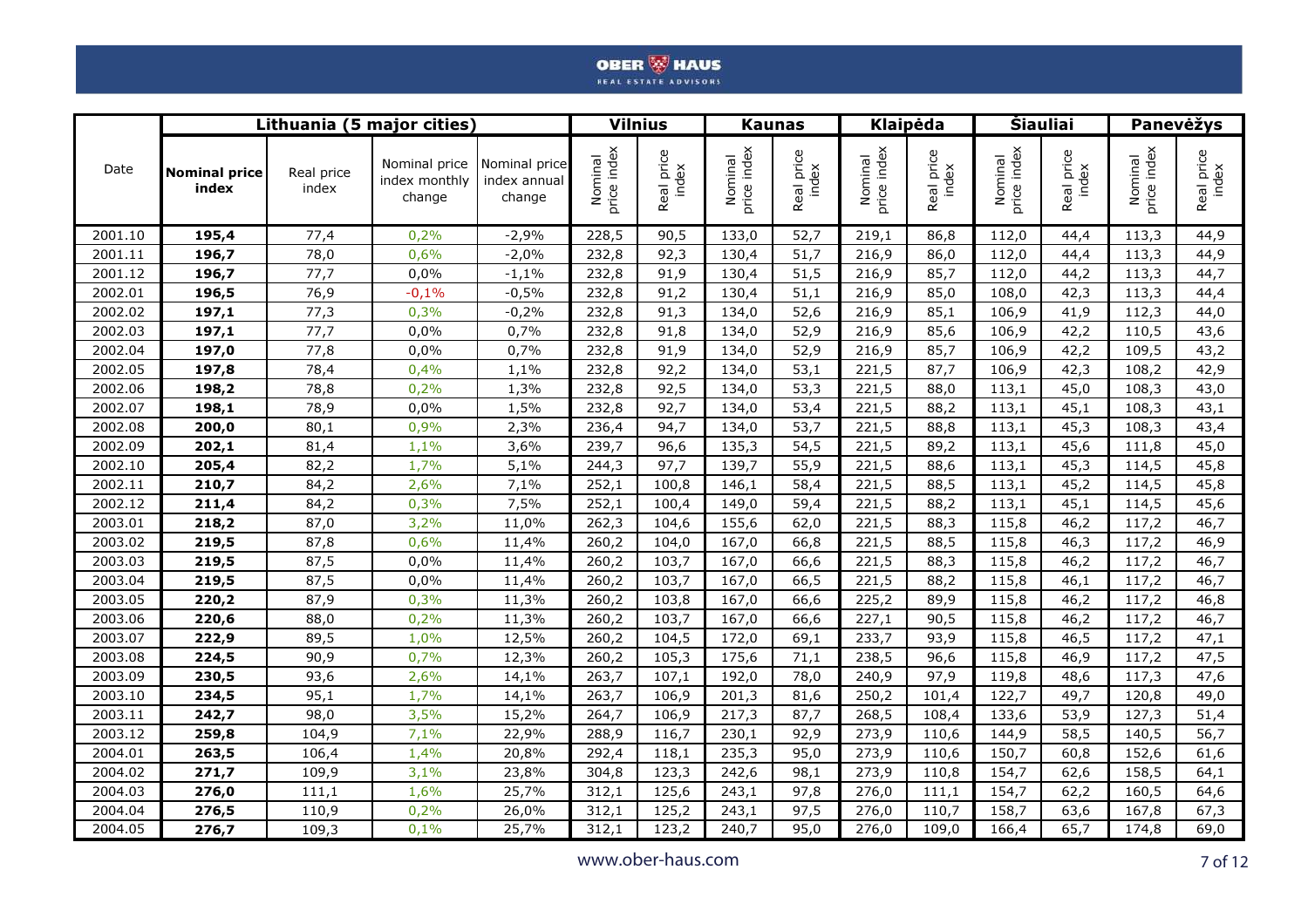| Date | Lithuania (5 major cities) | | | | Vilnius | | Kaunas | | Klaipėda | | Šiauliai | | Panevėžys | |
|---|---|---|---|---|---|---|---|---|---|---|---|---|---|---|
| | **Nominal price index** | Real price index | Nominal price index monthly change | Nominal price index annual change | Nominal price index | Real price index | Nominal price index | Real price index | Nominal price index | Real price index | Nominal price index | Real price index | Nominal price index | Real price index |
| 2001.10 | **195,4** | 77,4 | 0,2% | -2,9% | 228,5 | 90,5 | 133,0 | 52,7 | 219,1 | 86,8 | 112,0 | 44,4 | 113,3 | 44,9 |
| 2001.11 | **196,7** | 78,0 | 0,6% | -2,0% | 232,8 | 92,3 | 130,4 | 51,7 | 216,9 | 86,0 | 112,0 | 44,4 | 113,3 | 44,9 |
| 2001.12 | **196,7** | 77,7 | 0,0% | -1,1% | 232,8 | 91,9 | 130,4 | 51,5 | 216,9 | 85,7 | 112,0 | 44,2 | 113,3 | 44,7 |
| 2002.01 | **196,5** | 76,9 | -0,1% | -0,5% | 232,8 | 91,2 | 130,4 | 51,1 | 216,9 | 85,0 | 108,0 | 42,3 | 113,3 | 44,4 |
| 2002.02 | **197,1** | 77,3 | 0,3% | -0,2% | 232,8 | 91,3 | 134,0 | 52,6 | 216,9 | 85,1 | 106,9 | 41,9 | 112,3 | 44,0 |
| 2002.03 | **197,1** | 77,7 | 0,0% | 0,7% | 232,8 | 91,8 | 134,0 | 52,9 | 216,9 | 85,6 | 106,9 | 42,2 | 110,5 | 43,6 |
| 2002.04 | **197,0** | 77,8 | 0,0% | 0,7% | 232,8 | 91,9 | 134,0 | 52,9 | 216,9 | 85,7 | 106,9 | 42,2 | 109,5 | 43,2 |
| 2002.05 | **197,8** | 78,4 | 0,4% | 1,1% | 232,8 | 92,2 | 134,0 | 53,1 | 221,5 | 87,7 | 106,9 | 42,3 | 108,2 | 42,9 |
| 2002.06 | **198,2** | 78,8 | 0,2% | 1,3% | 232,8 | 92,5 | 134,0 | 53,3 | 221,5 | 88,0 | 113,1 | 45,0 | 108,3 | 43,0 |
| 2002.07 | **198,1** | 78,9 | 0,0% | 1,5% | 232,8 | 92,7 | 134,0 | 53,4 | 221,5 | 88,2 | 113,1 | 45,1 | 108,3 | 43,1 |
| 2002.08 | **200,0** | 80,1 | 0,9% | 2,3% | 236,4 | 94,7 | 134,0 | 53,7 | 221,5 | 88,8 | 113,1 | 45,3 | 108,3 | 43,4 |
| 2002.09 | **202,1** | 81,4 | 1,1% | 3,6% | 239,7 | 96,6 | 135,3 | 54,5 | 221,5 | 89,2 | 113,1 | 45,6 | 111,8 | 45,0 |
| 2002.10 | **205,4** | 82,2 | 1,7% | 5,1% | 244,3 | 97,7 | 139,7 | 55,9 | 221,5 | 88,6 | 113,1 | 45,3 | 114,5 | 45,8 |
| 2002.11 | **210,7** | 84,2 | 2,6% | 7,1% | 252,1 | 100,8 | 146,1 | 58,4 | 221,5 | 88,5 | 113,1 | 45,2 | 114,5 | 45,8 |
| 2002.12 | **211,4** | 84,2 | 0,3% | 7,5% | 252,1 | 100,4 | 149,0 | 59,4 | 221,5 | 88,2 | 113,1 | 45,1 | 114,5 | 45,6 |
| 2003.01 | **218,2** | 87,0 | 3,2% | 11,0% | 262,3 | 104,6 | 155,6 | 62,0 | 221,5 | 88,3 | 115,8 | 46,2 | 117,2 | 46,7 |
| 2003.02 | **219,5** | 87,8 | 0,6% | 11,4% | 260,2 | 104,0 | 167,0 | 66,8 | 221,5 | 88,5 | 115,8 | 46,3 | 117,2 | 46,9 |
| 2003.03 | **219,5** | 87,5 | 0,0% | 11,4% | 260,2 | 103,7 | 167,0 | 66,6 | 221,5 | 88,3 | 115,8 | 46,2 | 117,2 | 46,7 |
| 2003.04 | **219,5** | 87,5 | 0,0% | 11,4% | 260,2 | 103,7 | 167,0 | 66,5 | 221,5 | 88,2 | 115,8 | 46,1 | 117,2 | 46,7 |
| 2003.05 | **220,2** | 87,9 | 0,3% | 11,3% | 260,2 | 103,8 | 167,0 | 66,6 | 225,2 | 89,9 | 115,8 | 46,2 | 117,2 | 46,8 |
| 2003.06 | **220,6** | 88,0 | 0,2% | 11,3% | 260,2 | 103,7 | 167,0 | 66,6 | 227,1 | 90,5 | 115,8 | 46,2 | 117,2 | 46,7 |
| 2003.07 | **222,9** | 89,5 | 1,0% | 12,5% | 260,2 | 104,5 | 172,0 | 69,1 | 233,7 | 93,9 | 115,8 | 46,5 | 117,2 | 47,1 |
| 2003.08 | **224,5** | 90,9 | 0,7% | 12,3% | 260,2 | 105,3 | 175,6 | 71,1 | 238,5 | 96,6 | 115,8 | 46,9 | 117,2 | 47,5 |
| 2003.09 | **230,5** | 93,6 | 2,6% | 14,1% | 263,7 | 107,1 | 192,0 | 78,0 | 240,9 | 97,9 | 119,8 | 48,6 | 117,3 | 47,6 |
| 2003.10 | **234,5** | 95,1 | 1,7% | 14,1% | 263,7 | 106,9 | 201,3 | 81,6 | 250,2 | 101,4 | 122,7 | 49,7 | 120,8 | 49,0 |
| 2003.11 | **242,7** | 98,0 | 3,5% | 15,2% | 264,7 | 106,9 | 217,3 | 87,7 | 268,5 | 108,4 | 133,6 | 53,9 | 127,3 | 51,4 |
| 2003.12 | **259,8** | 104,9 | 7,1% | 22,9% | 288,9 | 116,7 | 230,1 | 92,9 | 273,9 | 110,6 | 144,9 | 58,5 | 140,5 | 56,7 |
| 2004.01 | **263,5** | 106,4 | 1,4% | 20,8% | 292,4 | 118,1 | 235,3 | 95,0 | 273,9 | 110,6 | 150,7 | 60,8 | 152,6 | 61,6 |
| 2004.02 | **271,7** | 109,9 | 3,1% | 23,8% | 304,8 | 123,3 | 242,6 | 98,1 | 273,9 | 110,8 | 154,7 | 62,6 | 158,5 | 64,1 |
| 2004.03 | **276,0** | 111,1 | 1,6% | 25,7% | 312,1 | 125,6 | 243,1 | 97,8 | 276,0 | 111,1 | 154,7 | 62,2 | 160,5 | 64,6 |
| 2004.04 | **276,5** | 110,9 | 0,2% | 26,0% | 312,1 | 125,2 | 243,1 | 97,5 | 276,0 | 110,7 | 158,7 | 63,6 | 167,8 | 67,3 |
| 2004.05 | **276,7** | 109,3 | 0,1% | 25,7% | 312,1 | 123,2 | 240,7 | 95,0 | 276,0 | 109,0 | 166,4 | 65,7 | 174,8 | 69,0 |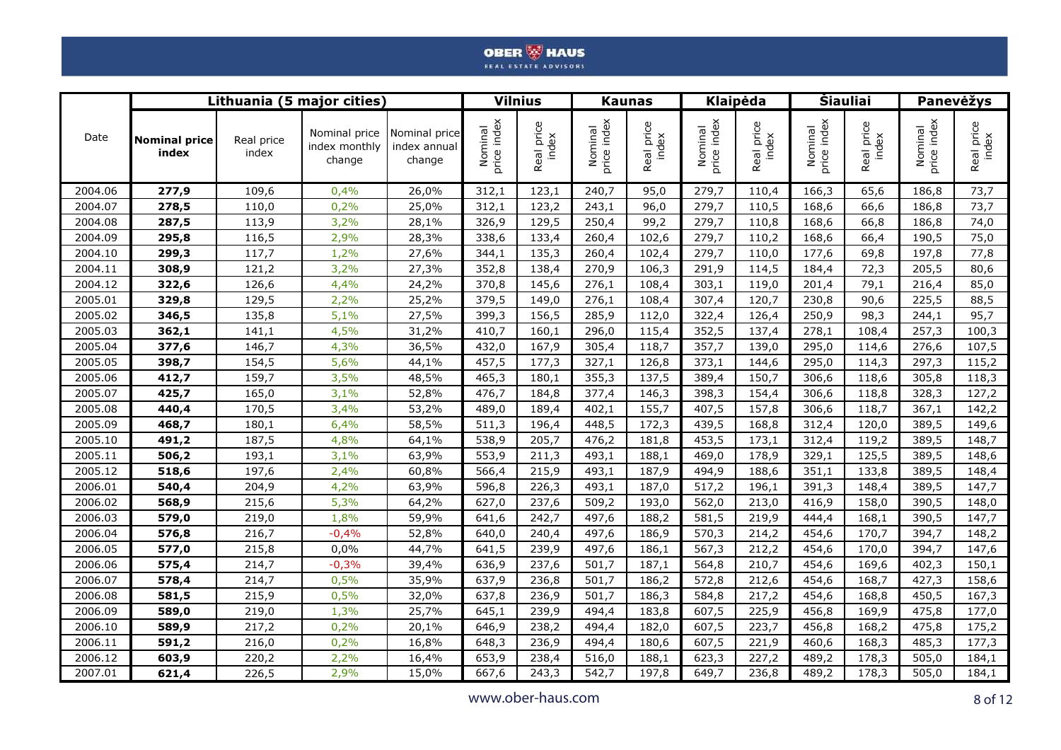| Date | Lithuania (5 major cities) | | | | Vilnius | | Kaunas | | Klaipėda | | Šiauliai | | Panevėžys | |
|---|---|---|---|---|---|---|---|---|---|---|---|---|---|---|
| | **Nominal price index** | Real price index | Nominal price index monthly change | Nominal price index annual change | Nominal price index | Real price index | Nominal price index | Real price index | Nominal price index | Real price index | Nominal price index | Real price index | Nominal price index | Real price index |
| 2004.06 | **277,9** | 109,6 | 0,4% | 26,0% | 312,1 | 123,1 | 240,7 | 95,0 | 279,7 | 110,4 | 166,3 | 65,6 | 186,8 | 73,7 |
| 2004.07 | **278,5** | 110,0 | 0,2% | 25,0% | 312,1 | 123,2 | 243,1 | 96,0 | 279,7 | 110,5 | 168,6 | 66,6 | 186,8 | 73,7 |
| 2004.08 | **287,5** | 113,9 | 3,2% | 28,1% | 326,9 | 129,5 | 250,4 | 99,2 | 279,7 | 110,8 | 168,6 | 66,8 | 186,8 | 74,0 |
| 2004.09 | **295,8** | 116,5 | 2,9% | 28,3% | 338,6 | 133,4 | 260,4 | 102,6 | 279,7 | 110,2 | 168,6 | 66,4 | 190,5 | 75,0 |
| 2004.10 | **299,3** | 117,7 | 1,2% | 27,6% | 344,1 | 135,3 | 260,4 | 102,4 | 279,7 | 110,0 | 177,6 | 69,8 | 197,8 | 77,8 |
| 2004.11 | **308,9** | 121,2 | 3,2% | 27,3% | 352,8 | 138,4 | 270,9 | 106,3 | 291,9 | 114,5 | 184,4 | 72,3 | 205,5 | 80,6 |
| 2004.12 | **322,6** | 126,6 | 4,4% | 24,2% | 370,8 | 145,6 | 276,1 | 108,4 | 303,1 | 119,0 | 201,4 | 79,1 | 216,4 | 85,0 |
| 2005.01 | **329,8** | 129,5 | 2,2% | 25,2% | 379,5 | 149,0 | 276,1 | 108,4 | 307,4 | 120,7 | 230,8 | 90,6 | 225,5 | 88,5 |
| 2005.02 | **346,5** | 135,8 | 5,1% | 27,5% | 399,3 | 156,5 | 285,9 | 112,0 | 322,4 | 126,4 | 250,9 | 98,3 | 244,1 | 95,7 |
| 2005.03 | **362,1** | 141,1 | 4,5% | 31,2% | 410,7 | 160,1 | 296,0 | 115,4 | 352,5 | 137,4 | 278,1 | 108,4 | 257,3 | 100,3 |
| 2005.04 | **377,6** | 146,7 | 4,3% | 36,5% | 432,0 | 167,9 | 305,4 | 118,7 | 357,7 | 139,0 | 295,0 | 114,6 | 276,6 | 107,5 |
| 2005.05 | **398,7** | 154,5 | 5,6% | 44,1% | 457,5 | 177,3 | 327,1 | 126,8 | 373,1 | 144,6 | 295,0 | 114,3 | 297,3 | 115,2 |
| 2005.06 | **412,7** | 159,7 | 3,5% | 48,5% | 465,3 | 180,1 | 355,3 | 137,5 | 389,4 | 150,7 | 306,6 | 118,6 | 305,8 | 118,3 |
| 2005.07 | **425,7** | 165,0 | 3,1% | 52,8% | 476,7 | 184,8 | 377,4 | 146,3 | 398,3 | 154,4 | 306,6 | 118,8 | 328,3 | 127,2 |
| 2005.08 | **440,4** | 170,5 | 3,4% | 53,2% | 489,0 | 189,4 | 402,1 | 155,7 | 407,5 | 157,8 | 306,6 | 118,7 | 367,1 | 142,2 |
| 2005.09 | **468,7** | 180,1 | 6,4% | 58,5% | 511,3 | 196,4 | 448,5 | 172,3 | 439,5 | 168,8 | 312,4 | 120,0 | 389,5 | 149,6 |
| 2005.10 | **491,2** | 187,5 | 4,8% | 64,1% | 538,9 | 205,7 | 476,2 | 181,8 | 453,5 | 173,1 | 312,4 | 119,2 | 389,5 | 148,7 |
| 2005.11 | **506,2** | 193,1 | 3,1% | 63,9% | 553,9 | 211,3 | 493,1 | 188,1 | 469,0 | 178,9 | 329,1 | 125,5 | 389,5 | 148,6 |
| 2005.12 | **518,6** | 197,6 | 2,4% | 60,8% | 566,4 | 215,9 | 493,1 | 187,9 | 494,9 | 188,6 | 351,1 | 133,8 | 389,5 | 148,4 |
| 2006.01 | **540,4** | 204,9 | 4,2% | 63,9% | 596,8 | 226,3 | 493,1 | 187,0 | 517,2 | 196,1 | 391,3 | 148,4 | 389,5 | 147,7 |
| 2006.02 | **568,9** | 215,6 | 5,3% | 64,2% | 627,0 | 237,6 | 509,2 | 193,0 | 562,0 | 213,0 | 416,9 | 158,0 | 390,5 | 148,0 |
| 2006.03 | **579,0** | 219,0 | 1,8% | 59,9% | 641,6 | 242,7 | 497,6 | 188,2 | 581,5 | 219,9 | 444,4 | 168,1 | 390,5 | 147,7 |
| 2006.04 | **576,8** | 216,7 | -0,4% | 52,8% | 640,0 | 240,4 | 497,6 | 186,9 | 570,3 | 214,2 | 454,6 | 170,7 | 394,7 | 148,2 |
| 2006.05 | **577,0** | 215,8 | 0,0% | 44,7% | 641,5 | 239,9 | 497,6 | 186,1 | 567,3 | 212,2 | 454,6 | 170,0 | 394,7 | 147,6 |
| 2006.06 | **575,4** | 214,7 | -0,3% | 39,4% | 636,9 | 237,6 | 501,7 | 187,1 | 564,8 | 210,7 | 454,6 | 169,6 | 402,3 | 150,1 |
| 2006.07 | **578,4** | 214,7 | 0,5% | 35,9% | 637,9 | 236,8 | 501,7 | 186,2 | 572,8 | 212,6 | 454,6 | 168,7 | 427,3 | 158,6 |
| 2006.08 | **581,5** | 215,9 | 0,5% | 32,0% | 637,8 | 236,9 | 501,7 | 186,3 | 584,8 | 217,2 | 454,6 | 168,8 | 450,5 | 167,3 |
| 2006.09 | **589,0** | 219,0 | 1,3% | 25,7% | 645,1 | 239,9 | 494,4 | 183,8 | 607,5 | 225,9 | 456,8 | 169,9 | 475,8 | 177,0 |
| 2006.10 | **589,9** | 217,2 | 0,2% | 20,1% | 646,9 | 238,2 | 494,4 | 182,0 | 607,5 | 223,7 | 456,8 | 168,2 | 475,8 | 175,2 |
| 2006.11 | **591,2** | 216,0 | 0,2% | 16,8% | 648,3 | 236,9 | 494,4 | 180,6 | 607,5 | 221,9 | 460,6 | 168,3 | 485,3 | 177,3 |
| 2006.12 | **603,9** | 220,2 | 2,2% | 16,4% | 653,9 | 238,4 | 516,0 | 188,1 | 623,3 | 227,2 | 489,2 | 178,3 | 505,0 | 184,1 |
| 2007.01 | **621,4** | 226,5 | 2,9% | 15,0% | 667,6 | 243,3 | 542,7 | 197,8 | 649,7 | 236,8 | 489,2 | 178,3 | 505,0 | 184,1 |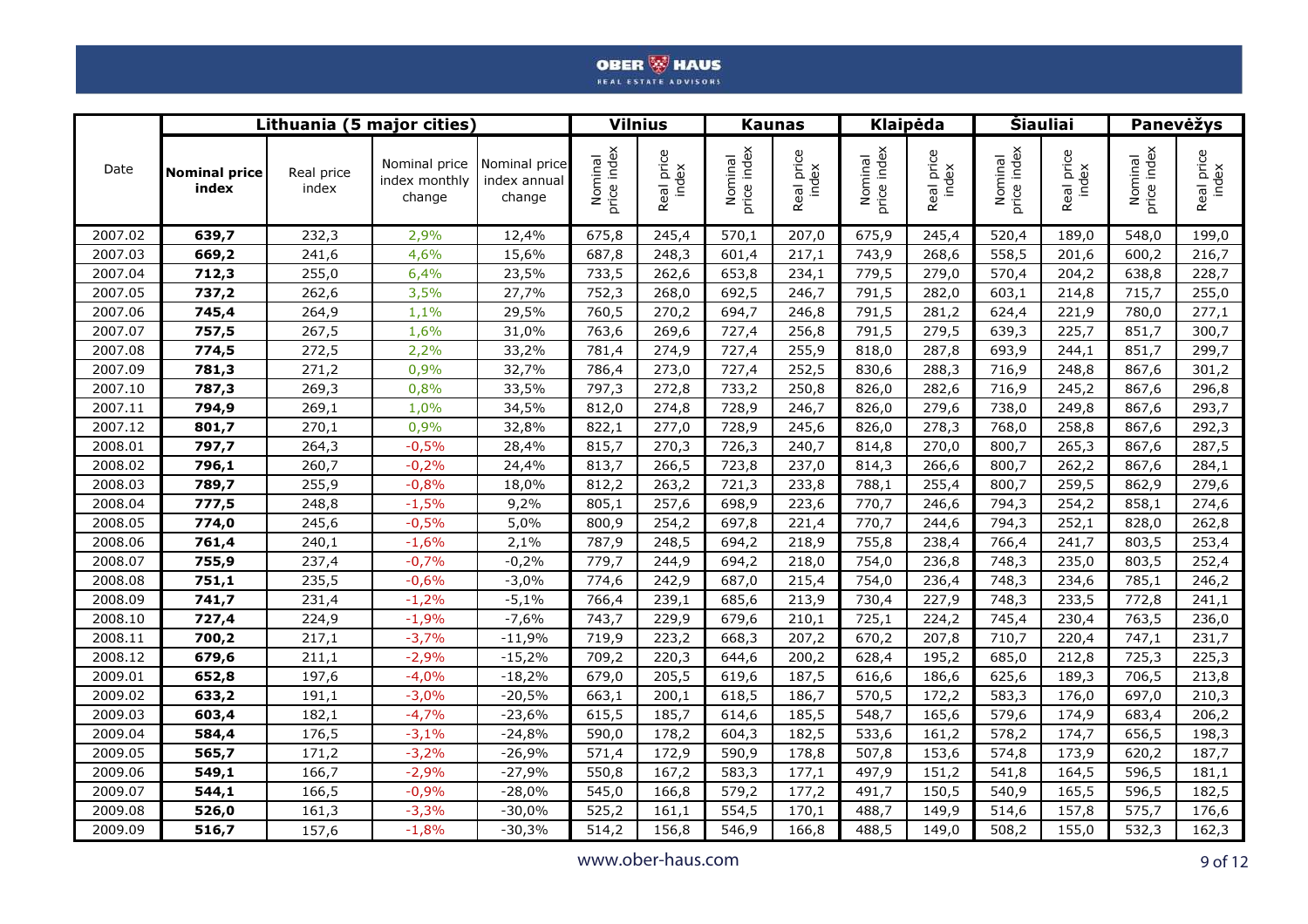| Date | Lithuania (5 major cities) | | | | Vilnius | | Kaunas | | Klaipėda | | Šiauliai | | Panevėžys | |
|---|---|---|---|---|---|---|---|---|---|---|---|---|---|---|
| | **Nominal price index** | Real price index | Nominal price index monthly change | Nominal price index annual change | Nominal price index | Real price index | Nominal price index | Real price index | Nominal price index | Real price index | Nominal price index | Real price index | Nominal price index | Real price index |
| 2007.02 | **639,7** | 232,3 | 2,9% | 12,4% | 675,8 | 245,4 | 570,1 | 207,0 | 675,9 | 245,4 | 520,4 | 189,0 | 548,0 | 199,0 |
| 2007.03 | **669,2** | 241,6 | 4,6% | 15,6% | 687,8 | 248,3 | 601,4 | 217,1 | 743,9 | 268,6 | 558,5 | 201,6 | 600,2 | 216,7 |
| 2007.04 | **712,3** | 255,0 | 6,4% | 23,5% | 733,5 | 262,6 | 653,8 | 234,1 | 779,5 | 279,0 | 570,4 | 204,2 | 638,8 | 228,7 |
| 2007.05 | **737,2** | 262,6 | 3,5% | 27,7% | 752,3 | 268,0 | 692,5 | 246,7 | 791,5 | 282,0 | 603,1 | 214,8 | 715,7 | 255,0 |
| 2007.06 | **745,4** | 264,9 | 1,1% | 29,5% | 760,5 | 270,2 | 694,7 | 246,8 | 791,5 | 281,2 | 624,4 | 221,9 | 780,0 | 277,1 |
| 2007.07 | **757,5** | 267,5 | 1,6% | 31,0% | 763,6 | 269,6 | 727,4 | 256,8 | 791,5 | 279,5 | 639,3 | 225,7 | 851,7 | 300,7 |
| 2007.08 | **774,5** | 272,5 | 2,2% | 33,2% | 781,4 | 274,9 | 727,4 | 255,9 | 818,0 | 287,8 | 693,9 | 244,1 | 851,7 | 299,7 |
| 2007.09 | **781,3** | 271,2 | 0,9% | 32,7% | 786,4 | 273,0 | 727,4 | 252,5 | 830,6 | 288,3 | 716,9 | 248,8 | 867,6 | 301,2 |
| 2007.10 | **787,3** | 269,3 | 0,8% | 33,5% | 797,3 | 272,8 | 733,2 | 250,8 | 826,0 | 282,6 | 716,9 | 245,2 | 867,6 | 296,8 |
| 2007.11 | **794,9** | 269,1 | 1,0% | 34,5% | 812,0 | 274,8 | 728,9 | 246,7 | 826,0 | 279,6 | 738,0 | 249,8 | 867,6 | 293,7 |
| 2007.12 | **801,7** | 270,1 | 0,9% | 32,8% | 822,1 | 277,0 | 728,9 | 245,6 | 826,0 | 278,3 | 768,0 | 258,8 | 867,6 | 292,3 |
| 2008.01 | **797,7** | 264,3 | -0,5% | 28,4% | 815,7 | 270,3 | 726,3 | 240,7 | 814,8 | 270,0 | 800,7 | 265,3 | 867,6 | 287,5 |
| 2008.02 | **796,1** | 260,7 | -0,2% | 24,4% | 813,7 | 266,5 | 723,8 | 237,0 | 814,3 | 266,6 | 800,7 | 262,2 | 867,6 | 284,1 |
| 2008.03 | **789,7** | 255,9 | -0,8% | 18,0% | 812,2 | 263,2 | 721,3 | 233,8 | 788,1 | 255,4 | 800,7 | 259,5 | 862,9 | 279,6 |
| 2008.04 | **777,5** | 248,8 | -1,5% | 9,2% | 805,1 | 257,6 | 698,9 | 223,6 | 770,7 | 246,6 | 794,3 | 254,2 | 858,1 | 274,6 |
| 2008.05 | **774,0** | 245,6 | -0,5% | 5,0% | 800,9 | 254,2 | 697,8 | 221,4 | 770,7 | 244,6 | 794,3 | 252,1 | 828,0 | 262,8 |
| 2008.06 | **761,4** | 240,1 | -1,6% | 2,1% | 787,9 | 248,5 | 694,2 | 218,9 | 755,8 | 238,4 | 766,4 | 241,7 | 803,5 | 253,4 |
| 2008.07 | **755,9** | 237,4 | -0,7% | -0,2% | 779,7 | 244,9 | 694,2 | 218,0 | 754,0 | 236,8 | 748,3 | 235,0 | 803,5 | 252,4 |
| 2008.08 | **751,1** | 235,5 | -0,6% | -3,0% | 774,6 | 242,9 | 687,0 | 215,4 | 754,0 | 236,4 | 748,3 | 234,6 | 785,1 | 246,2 |
| 2008.09 | **741,7** | 231,4 | -1,2% | -5,1% | 766,4 | 239,1 | 685,6 | 213,9 | 730,4 | 227,9 | 748,3 | 233,5 | 772,8 | 241,1 |
| 2008.10 | **727,4** | 224,9 | -1,9% | -7,6% | 743,7 | 229,9 | 679,6 | 210,1 | 725,1 | 224,2 | 745,4 | 230,4 | 763,5 | 236,0 |
| 2008.11 | **700,2** | 217,1 | -3,7% | -11,9% | 719,9 | 223,2 | 668,3 | 207,2 | 670,2 | 207,8 | 710,7 | 220,4 | 747,1 | 231,7 |
| 2008.12 | **679,6** | 211,1 | -2,9% | -15,2% | 709,2 | 220,3 | 644,6 | 200,2 | 628,4 | 195,2 | 685,0 | 212,8 | 725,3 | 225,3 |
| 2009.01 | **652,8** | 197,6 | -4,0% | -18,2% | 679,0 | 205,5 | 619,6 | 187,5 | 616,6 | 186,6 | 625,6 | 189,3 | 706,5 | 213,8 |
| 2009.02 | **633,2** | 191,1 | -3,0% | -20,5% | 663,1 | 200,1 | 618,5 | 186,7 | 570,5 | 172,2 | 583,3 | 176,0 | 697,0 | 210,3 |
| 2009.03 | **603,4** | 182,1 | -4,7% | -23,6% | 615,5 | 185,7 | 614,6 | 185,5 | 548,7 | 165,6 | 579,6 | 174,9 | 683,4 | 206,2 |
| 2009.04 | **584,4** | 176,5 | -3,1% | -24,8% | 590,0 | 178,2 | 604,3 | 182,5 | 533,6 | 161,2 | 578,2 | 174,7 | 656,5 | 198,3 |
| 2009.05 | **565,7** | 171,2 | -3,2% | -26,9% | 571,4 | 172,9 | 590,9 | 178,8 | 507,8 | 153,6 | 574,8 | 173,9 | 620,2 | 187,7 |
| 2009.06 | **549,1** | 166,7 | -2,9% | -27,9% | 550,8 | 167,2 | 583,3 | 177,1 | 497,9 | 151,2 | 541,8 | 164,5 | 596,5 | 181,1 |
| 2009.07 | **544,1** | 166,5 | -0,9% | -28,0% | 545,0 | 166,8 | 579,2 | 177,2 | 491,7 | 150,5 | 540,9 | 165,5 | 596,5 | 182,5 |
| 2009.08 | **526,0** | 161,3 | -3,3% | -30,0% | 525,2 | 161,1 | 554,5 | 170,1 | 488,7 | 149,9 | 514,6 | 157,8 | 575,7 | 176,6 |
| 2009.09 | **516,7** | 157,6 | -1,8% | -30,3% | 514,2 | 156,8 | 546,9 | 166,8 | 488,5 | 149,0 | 508,2 | 155,0 | 532,3 | 162,3 |

www.ober-haus.com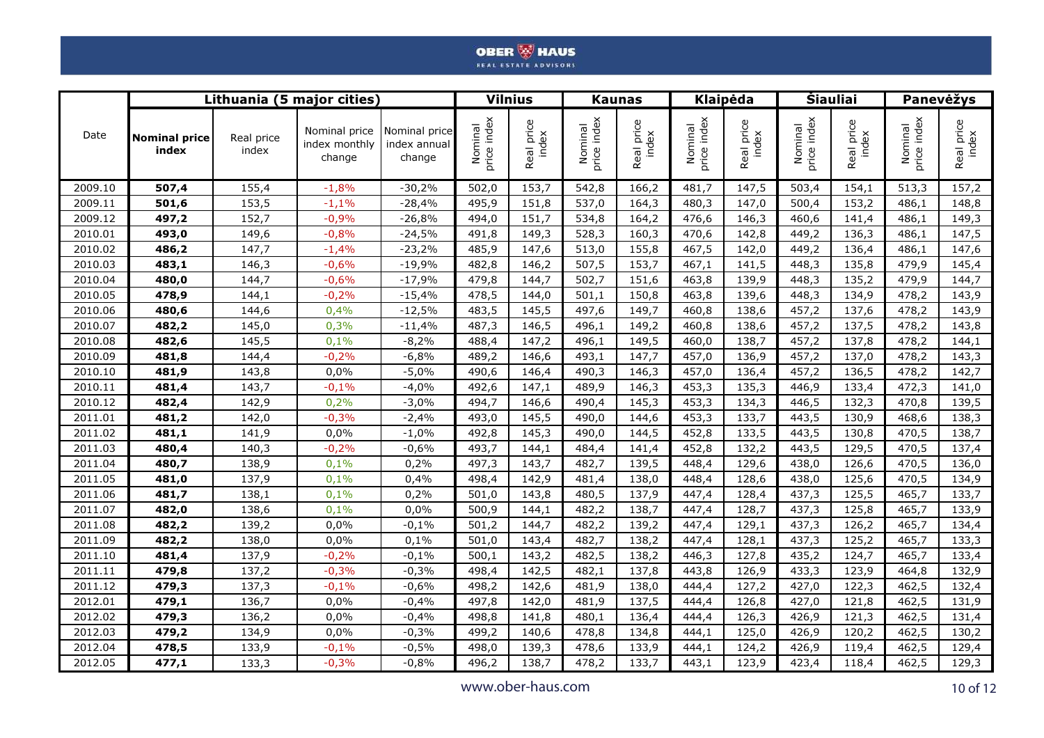| Date | Lithuania (5 major cities) | | | | Vilnius | | Kaunas | | Klaipėda | | Šiauliai | | Panevėžys | |
|---|---|---|---|---|---|---|---|---|---|---|---|---|---|---|
| | **Nominal price index** | Real price index | Nominal price index monthly change | Nominal price index annual change | Nominal price index | Real price index | Nominal price index | Real price index | Nominal price index | Real price index | Nominal price index | Real price index | Nominal price index | Real price index |
| 2009.10 | **507,4** | 155,4 | -1,8% | -30,2% | 502,0 | 153,7 | 542,8 | 166,2 | 481,7 | 147,5 | 503,4 | 154,1 | 513,3 | 157,2 |
| 2009.11 | **501,6** | 153,5 | -1,1% | -28,4% | 495,9 | 151,8 | 537,0 | 164,3 | 480,3 | 147,0 | 500,4 | 153,2 | 486,1 | 148,8 |
| 2009.12 | **497,2** | 152,7 | -0,9% | -26,8% | 494,0 | 151,7 | 534,8 | 164,2 | 476,6 | 146,3 | 460,6 | 141,4 | 486,1 | 149,3 |
| 2010.01 | **493,0** | 149,6 | -0,8% | -24,5% | 491,8 | 149,3 | 528,3 | 160,3 | 470,6 | 142,8 | 449,2 | 136,3 | 486,1 | 147,5 |
| 2010.02 | **486,2** | 147,7 | -1,4% | -23,2% | 485,9 | 147,6 | 513,0 | 155,8 | 467,5 | 142,0 | 449,2 | 136,4 | 486,1 | 147,6 |
| 2010.03 | **483,1** | 146,3 | -0,6% | -19,9% | 482,8 | 146,2 | 507,5 | 153,7 | 467,1 | 141,5 | 448,3 | 135,8 | 479,9 | 145,4 |
| 2010.04 | **480,0** | 144,7 | -0,6% | -17,9% | 479,8 | 144,7 | 502,7 | 151,6 | 463,8 | 139,9 | 448,3 | 135,2 | 479,9 | 144,7 |
| 2010.05 | **478,9** | 144,1 | -0,2% | -15,4% | 478,5 | 144,0 | 501,1 | 150,8 | 463,8 | 139,6 | 448,3 | 134,9 | 478,2 | 143,9 |
| 2010.06 | **480,6** | 144,6 | 0,4% | -12,5% | 483,5 | 145,5 | 497,6 | 149,7 | 460,8 | 138,6 | 457,2 | 137,6 | 478,2 | 143,9 |
| 2010.07 | **482,2** | 145,0 | 0,3% | -11,4% | 487,3 | 146,5 | 496,1 | 149,2 | 460,8 | 138,6 | 457,2 | 137,5 | 478,2 | 143,8 |
| 2010.08 | **482,6** | 145,5 | 0,1% | -8,2% | 488,4 | 147,2 | 496,1 | 149,5 | 460,0 | 138,7 | 457,2 | 137,8 | 478,2 | 144,1 |
| 2010.09 | **481,8** | 144,4 | -0,2% | -6,8% | 489,2 | 146,6 | 493,1 | 147,7 | 457,0 | 136,9 | 457,2 | 137,0 | 478,2 | 143,3 |
| 2010.10 | **481,9** | 143,8 | 0,0% | -5,0% | 490,6 | 146,4 | 490,3 | 146,3 | 457,0 | 136,4 | 457,2 | 136,5 | 478,2 | 142,7 |
| 2010.11 | **481,4** | 143,7 | -0,1% | -4,0% | 492,6 | 147,1 | 489,9 | 146,3 | 453,3 | 135,3 | 446,9 | 133,4 | 472,3 | 141,0 |
| 2010.12 | **482,4** | 142,9 | 0,2% | -3,0% | 494,7 | 146,6 | 490,4 | 145,3 | 453,3 | 134,3 | 446,5 | 132,3 | 470,8 | 139,5 |
| 2011.01 | **481,2** | 142,0 | -0,3% | -2,4% | 493,0 | 145,5 | 490,0 | 144,6 | 453,3 | 133,7 | 443,5 | 130,9 | 468,6 | 138,3 |
| 2011.02 | **481,1** | 141,9 | 0,0% | -1,0% | 492,8 | 145,3 | 490,0 | 144,5 | 452,8 | 133,5 | 443,5 | 130,8 | 470,5 | 138,7 |
| 2011.03 | **480,4** | 140,3 | -0,2% | -0,6% | 493,7 | 144,1 | 484,4 | 141,4 | 452,8 | 132,2 | 443,5 | 129,5 | 470,5 | 137,4 |
| 2011.04 | **480,7** | 138,9 | 0,1% | 0,2% | 497,3 | 143,7 | 482,7 | 139,5 | 448,4 | 129,6 | 438,0 | 126,6 | 470,5 | 136,0 |
| 2011.05 | **481,0** | 137,9 | 0,1% | 0,4% | 498,4 | 142,9 | 481,4 | 138,0 | 448,4 | 128,6 | 438,0 | 125,6 | 470,5 | 134,9 |
| 2011.06 | **481,7** | 138,1 | 0,1% | 0,2% | 501,0 | 143,8 | 480,5 | 137,9 | 447,4 | 128,4 | 437,3 | 125,5 | 465,7 | 133,7 |
| 2011.07 | **482,0** | 138,6 | 0,1% | 0,0% | 500,9 | 144,1 | 482,2 | 138,7 | 447,4 | 128,7 | 437,3 | 125,8 | 465,7 | 133,9 |
| 2011.08 | **482,2** | 139,2 | 0,0% | -0,1% | 501,2 | 144,7 | 482,2 | 139,2 | 447,4 | 129,1 | 437,3 | 126,2 | 465,7 | 134,4 |
| 2011.09 | **482,2** | 138,0 | 0,0% | 0,1% | 501,0 | 143,4 | 482,7 | 138,2 | 447,4 | 128,1 | 437,3 | 125,2 | 465,7 | 133,3 |
| 2011.10 | **481,4** | 137,9 | -0,2% | -0,1% | 500,1 | 143,2 | 482,5 | 138,2 | 446,3 | 127,8 | 435,2 | 124,7 | 465,7 | 133,4 |
| 2011.11 | **479,8** | 137,2 | -0,3% | -0,3% | 498,4 | 142,5 | 482,1 | 137,8 | 443,8 | 126,9 | 433,3 | 123,9 | 464,8 | 132,9 |
| 2011.12 | **479,3** | 137,3 | -0,1% | -0,6% | 498,2 | 142,6 | 481,9 | 138,0 | 444,4 | 127,2 | 427,0 | 122,3 | 462,5 | 132,4 |
| 2012.01 | **479,1** | 136,7 | 0,0% | -0,4% | 497,8 | 142,0 | 481,9 | 137,5 | 444,4 | 126,8 | 427,0 | 121,8 | 462,5 | 131,9 |
| 2012.02 | **479,3** | 136,2 | 0,0% | -0,4% | 498,8 | 141,8 | 480,1 | 136,4 | 444,4 | 126,3 | 426,9 | 121,3 | 462,5 | 131,4 |
| 2012.03 | **479,2** | 134,9 | 0,0% | -0,3% | 499,2 | 140,6 | 478,8 | 134,8 | 444,1 | 125,0 | 426,9 | 120,2 | 462,5 | 130,2 |
| 2012.04 | **478,5** | 133,9 | -0,1% | -0,5% | 498,0 | 139,3 | 478,6 | 133,9 | 444,1 | 124,2 | 426,9 | 119,4 | 462,5 | 129,4 |
| 2012.05 | **477,1** | 133,3 | -0,3% | -0,8% | 496,2 | 138,7 | 478,2 | 133,7 | 443,1 | 123,9 | 423,4 | 118,4 | 462,5 | 129,3 |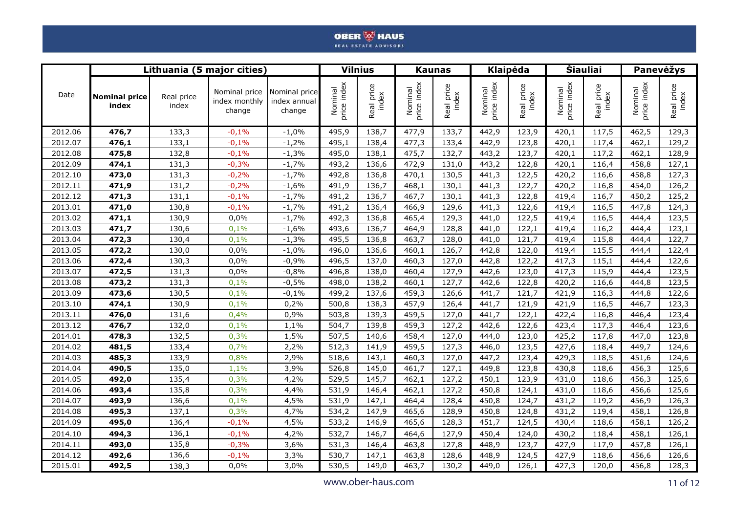| Date | Lithuania (5 major cities) | | | | Vilnius | | Kaunas | | Klaipėda | | Šiauliai | | Panevėžys | |
|---|---|---|---|---|---|---|---|---|---|---|---|---|---|---|
| | **Nominal price index** | Real price index | Nominal price index monthly change | Nominal price index annual change | Nominal price index | Real price index | Nominal price index | Real price index | Nominal price index | Real price index | Nominal price index | Real price index | Nominal price index | Real price index |
| 2012.06 | **476,7** | 133,3 | -0,1% | -1,0% | 495,9 | 138,7 | 477,9 | 133,7 | 442,9 | 123,9 | 420,1 | 117,5 | 462,5 | 129,3 |
| 2012.07 | **476,1** | 133,1 | -0,1% | -1,2% | 495,1 | 138,4 | 477,3 | 133,4 | 442,9 | 123,8 | 420,1 | 117,4 | 462,1 | 129,2 |
| 2012.08 | **475,8** | 132,8 | -0,1% | -1,3% | 495,0 | 138,1 | 475,7 | 132,7 | 443,2 | 123,7 | 420,1 | 117,2 | 462,1 | 128,9 |
| 2012.09 | **474,1** | 131,3 | -0,3% | -1,7% | 493,2 | 136,6 | 472,9 | 131,0 | 443,2 | 122,8 | 420,1 | 116,4 | 458,8 | 127,1 |
| 2012.10 | **473,0** | 131,3 | -0,2% | -1,7% | 492,8 | 136,8 | 470,1 | 130,5 | 441,3 | 122,5 | 420,2 | 116,6 | 458,8 | 127,3 |
| 2012.11 | **471,9** | 131,2 | -0,2% | -1,6% | 491,9 | 136,7 | 468,1 | 130,1 | 441,3 | 122,7 | 420,2 | 116,8 | 454,0 | 126,2 |
| 2012.12 | **471,3** | 131,1 | -0,1% | -1,7% | 491,2 | 136,7 | 467,7 | 130,1 | 441,3 | 122,8 | 419,4 | 116,7 | 450,2 | 125,2 |
| 2013.01 | **471,0** | 130,8 | -0,1% | -1,7% | 491,2 | 136,4 | 466,9 | 129,6 | 441,3 | 122,6 | 419,4 | 116,5 | 447,8 | 124,3 |
| 2013.02 | **471,1** | 130,9 | 0,0% | -1,7% | 492,3 | 136,8 | 465,4 | 129,3 | 441,0 | 122,5 | 419,4 | 116,5 | 444,4 | 123,5 |
| 2013.03 | **471,7** | 130,6 | 0,1% | -1,6% | 493,6 | 136,7 | 464,9 | 128,8 | 441,0 | 122,1 | 419,4 | 116,2 | 444,4 | 123,1 |
| 2013.04 | **472,3** | 130,4 | 0,1% | -1,3% | 495,5 | 136,8 | 463,7 | 128,0 | 441,0 | 121,7 | 419,4 | 115,8 | 444,4 | 122,7 |
| 2013.05 | **472,2** | 130,0 | 0,0% | -1,0% | 496,0 | 136,6 | 460,1 | 126,7 | 442,8 | 122,0 | 419,4 | 115,5 | 444,4 | 122,4 |
| 2013.06 | **472,4** | 130,3 | 0,0% | -0,9% | 496,5 | 137,0 | 460,3 | 127,0 | 442,8 | 122,2 | 417,3 | 115,1 | 444,4 | 122,6 |
| 2013.07 | **472,5** | 131,3 | 0,0% | -0,8% | 496,8 | 138,0 | 460,4 | 127,9 | 442,6 | 123,0 | 417,3 | 115,9 | 444,4 | 123,5 |
| 2013.08 | **473,2** | 131,3 | 0,1% | -0,5% | 498,0 | 138,2 | 460,1 | 127,7 | 442,6 | 122,8 | 420,2 | 116,6 | 444,8 | 123,5 |
| 2013.09 | **473,6** | 130,5 | 0,1% | -0,1% | 499,2 | 137,6 | 459,3 | 126,6 | 441,7 | 121,7 | 421,9 | 116,3 | 444,8 | 122,6 |
| 2013.10 | **474,1** | 130,9 | 0,1% | 0,2% | 500,8 | 138,3 | 457,9 | 126,4 | 441,7 | 121,9 | 421,9 | 116,5 | 446,7 | 123,3 |
| 2013.11 | **476,0** | 131,6 | 0,4% | 0,9% | 503,8 | 139,3 | 459,5 | 127,0 | 441,7 | 122,1 | 422,4 | 116,8 | 446,4 | 123,4 |
| 2013.12 | **476,7** | 132,0 | 0,1% | 1,1% | 504,7 | 139,8 | 459,3 | 127,2 | 442,6 | 122,6 | 423,4 | 117,3 | 446,4 | 123,6 |
| 2014.01 | **478,3** | 132,5 | 0,3% | 1,5% | 507,5 | 140,6 | 458,4 | 127,0 | 444,0 | 123,0 | 425,2 | 117,8 | 447,0 | 123,8 |
| 2014.02 | **481,5** | 133,4 | 0,7% | 2,2% | 512,3 | 141,9 | 459,5 | 127,3 | 446,0 | 123,5 | 427,6 | 118,4 | 449,7 | 124,6 |
| 2014.03 | **485,3** | 133,9 | 0,8% | 2,9% | 518,6 | 143,1 | 460,3 | 127,0 | 447,2 | 123,4 | 429,3 | 118,5 | 451,6 | 124,6 |
| 2014.04 | **490,5** | 135,0 | 1,1% | 3,9% | 526,8 | 145,0 | 461,7 | 127,1 | 449,8 | 123,8 | 430,8 | 118,6 | 456,3 | 125,6 |
| 2014.05 | **492,0** | 135,4 | 0,3% | 4,2% | 529,5 | 145,7 | 462,1 | 127,2 | 450,1 | 123,9 | 431,0 | 118,6 | 456,3 | 125,6 |
| 2014.06 | **493,4** | 135,8 | 0,3% | 4,4% | 531,9 | 146,4 | 462,1 | 127,2 | 450,8 | 124,1 | 431,0 | 118,6 | 456,6 | 125,6 |
| 2014.07 | **493,9** | 136,6 | 0,1% | 4,5% | 531,9 | 147,1 | 464,4 | 128,4 | 450,8 | 124,7 | 431,2 | 119,2 | 456,9 | 126,3 |
| 2014.08 | **495,3** | 137,1 | 0,3% | 4,7% | 534,2 | 147,9 | 465,6 | 128,9 | 450,8 | 124,8 | 431,2 | 119,4 | 458,1 | 126,8 |
| 2014.09 | **495,0** | 136,4 | -0,1% | 4,5% | 533,2 | 146,9 | 465,6 | 128,3 | 451,7 | 124,5 | 430,4 | 118,6 | 458,1 | 126,2 |
| 2014.10 | **494,3** | 136,1 | -0,1% | 4,2% | 532,7 | 146,7 | 464,6 | 127,9 | 450,4 | 124,0 | 430,2 | 118,4 | 458,1 | 126,1 |
| 2014.11 | **493,0** | 135,8 | -0,3% | 3,6% | 531,3 | 146,4 | 463,8 | 127,8 | 448,9 | 123,7 | 427,9 | 117,9 | 457,8 | 126,1 |
| 2014.12 | **492,6** | 136,6 | -0,1% | 3,3% | 530,7 | 147,1 | 463,8 | 128,6 | 448,9 | 124,5 | 427,9 | 118,6 | 456,6 | 126,6 |
| 2015.01 | **492,5** | 138,3 | 0,0% | 3,0% | 530,5 | 149,0 | 463,7 | 130,2 | 449,0 | 126,1 | 427,3 | 120,0 | 456,8 | 128,3 |

www.ober-haus.com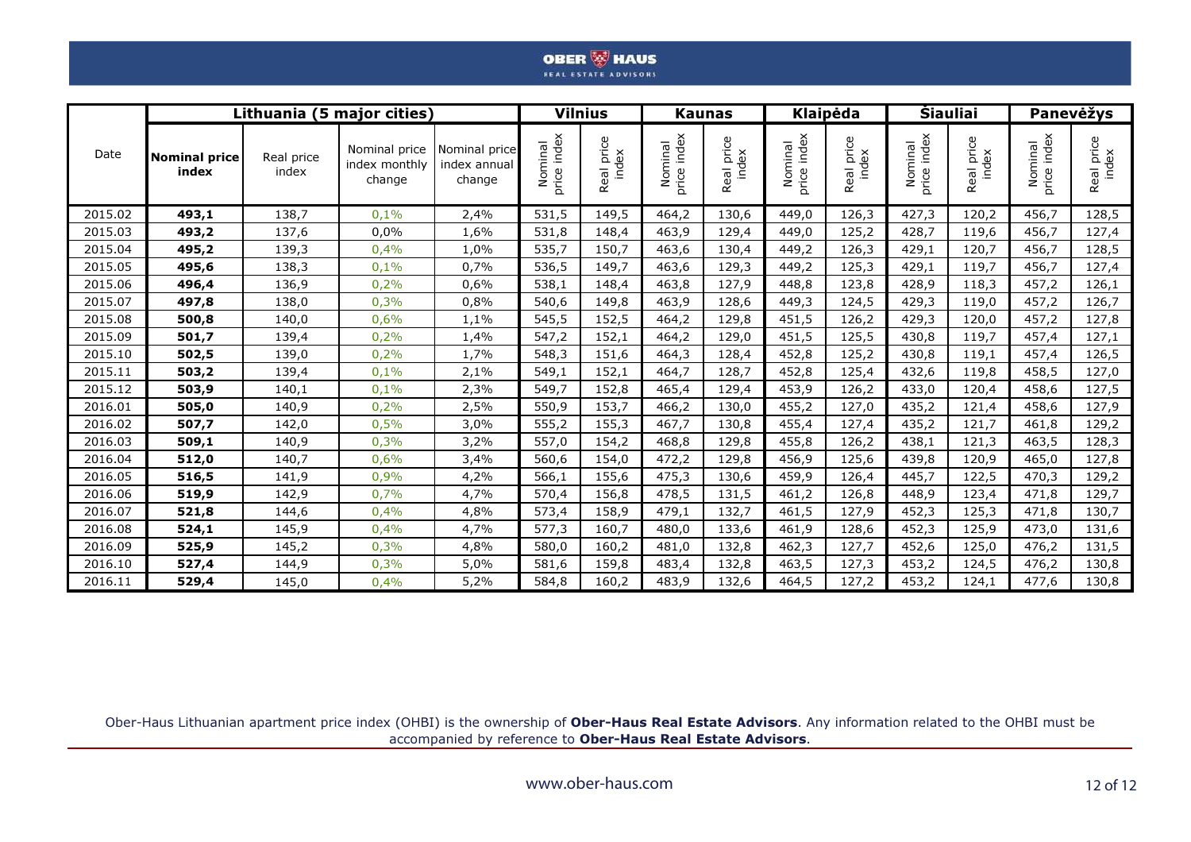| Date | Lithuania (5 major cities) | | | | Vilnius | | Kaunas | | Klaipėda | | Šiauliai | | Panevėžys | |
|---|---|---|---|---|---|---|---|---|---|---|---|---|---|---|
| | **Nominal price index** | Real price index | Nominal price index monthly change | Nominal price index annual change | Nominal price index | Real price index | Nominal price index | Real price index | Nominal price index | Real price index | Nominal price index | Real price index | Nominal price index | Real price index |
| 2015.02 | **493,1** | 138,7 | 0,1% | 2,4% | 531,5 | 149,5 | 464,2 | 130,6 | 449,0 | 126,3 | 427,3 | 120,2 | 456,7 | 128,5 |
| 2015.03 | **493,2** | 137,6 | 0,0% | 1,6% | 531,8 | 148,4 | 463,9 | 129,4 | 449,0 | 125,2 | 428,7 | 119,6 | 456,7 | 127,4 |
| 2015.04 | **495,2** | 139,3 | 0,4% | 1,0% | 535,7 | 150,7 | 463,6 | 130,4 | 449,2 | 126,3 | 429,1 | 120,7 | 456,7 | 128,5 |
| 2015.05 | **495,6** | 138,3 | 0,1% | 0,7% | 536,5 | 149,7 | 463,6 | 129,3 | 449,2 | 125,3 | 429,1 | 119,7 | 456,7 | 127,4 |
| 2015.06 | **496,4** | 136,9 | 0,2% | 0,6% | 538,1 | 148,4 | 463,8 | 127,9 | 448,8 | 123,8 | 428,9 | 118,3 | 457,2 | 126,1 |
| 2015.07 | **497,8** | 138,0 | 0,3% | 0,8% | 540,6 | 149,8 | 463,9 | 128,6 | 449,3 | 124,5 | 429,3 | 119,0 | 457,2 | 126,7 |
| 2015.08 | **500,8** | 140,0 | 0,6% | 1,1% | 545,5 | 152,5 | 464,2 | 129,8 | 451,5 | 126,2 | 429,3 | 120,0 | 457,2 | 127,8 |
| 2015.09 | **501,7** | 139,4 | 0,2% | 1,4% | 547,2 | 152,1 | 464,2 | 129,0 | 451,5 | 125,5 | 430,8 | 119,7 | 457,4 | 127,1 |
| 2015.10 | **502,5** | 139,0 | 0,2% | 1,7% | 548,3 | 151,6 | 464,3 | 128,4 | 452,8 | 125,2 | 430,8 | 119,1 | 457,4 | 126,5 |
| 2015.11 | **503,2** | 139,4 | 0,1% | 2,1% | 549,1 | 152,1 | 464,7 | 128,7 | 452,8 | 125,4 | 432,6 | 119,8 | 458,5 | 127,0 |
| 2015.12 | **503,9** | 140,1 | 0,1% | 2,3% | 549,7 | 152,8 | 465,4 | 129,4 | 453,9 | 126,2 | 433,0 | 120,4 | 458,6 | 127,5 |
| 2016.01 | **505,0** | 140,9 | 0,2% | 2,5% | 550,9 | 153,7 | 466,2 | 130,0 | 455,2 | 127,0 | 435,2 | 121,4 | 458,6 | 127,9 |
| 2016.02 | **507,7** | 142,0 | 0,5% | 3,0% | 555,2 | 155,3 | 467,7 | 130,8 | 455,4 | 127,4 | 435,2 | 121,7 | 461,8 | 129,2 |
| 2016.03 | **509,1** | 140,9 | 0,3% | 3,2% | 557,0 | 154,2 | 468,8 | 129,8 | 455,8 | 126,2 | 438,1 | 121,3 | 463,5 | 128,3 |
| 2016.04 | **512,0** | 140,7 | 0,6% | 3,4% | 560,6 | 154,0 | 472,2 | 129,8 | 456,9 | 125,6 | 439,8 | 120,9 | 465,0 | 127,8 |
| 2016.05 | **516,5** | 141,9 | 0,9% | 4,2% | 566,1 | 155,6 | 475,3 | 130,6 | 459,9 | 126,4 | 445,7 | 122,5 | 470,3 | 129,2 |
| 2016.06 | **519,9** | 142,9 | 0,7% | 4,7% | 570,4 | 156,8 | 478,5 | 131,5 | 461,2 | 126,8 | 448,9 | 123,4 | 471,8 | 129,7 |
| 2016.07 | **521,8** | 144,6 | 0,4% | 4,8% | 573,4 | 158,9 | 479,1 | 132,7 | 461,5 | 127,9 | 452,3 | 125,3 | 471,8 | 130,7 |
| 2016.08 | **524,1** | 145,9 | 0,4% | 4,7% | 577,3 | 160,7 | 480,0 | 133,6 | 461,9 | 128,6 | 452,3 | 125,9 | 473,0 | 131,6 |
| 2016.09 | **525,9** | 145,2 | 0,3% | 4,8% | 580,0 | 160,2 | 481,0 | 132,8 | 462,3 | 127,7 | 452,6 | 125,0 | 476,2 | 131,5 |
| 2016.10 | **527,4** | 144,9 | 0,3% | 5,0% | 581,6 | 159,8 | 483,4 | 132,8 | 463,5 | 127,3 | 453,2 | 124,5 | 476,2 | 130,8 |
| 2016.11 | **529,4** | 145,0 | 0,4% | 5,2% | 584,8 | 160,2 | 483,9 | 132,6 | 464,5 | 127,2 | 453,2 | 124,1 | 477,6 | 130,8 |

Ober-Haus Lithuanian apartment price index (OHBI) is the ownership of **Ober-Haus Real Estate Advisors**. Any information related to the OHBI must be accompanied by reference to **Ober-Haus Real Estate Advisors**.